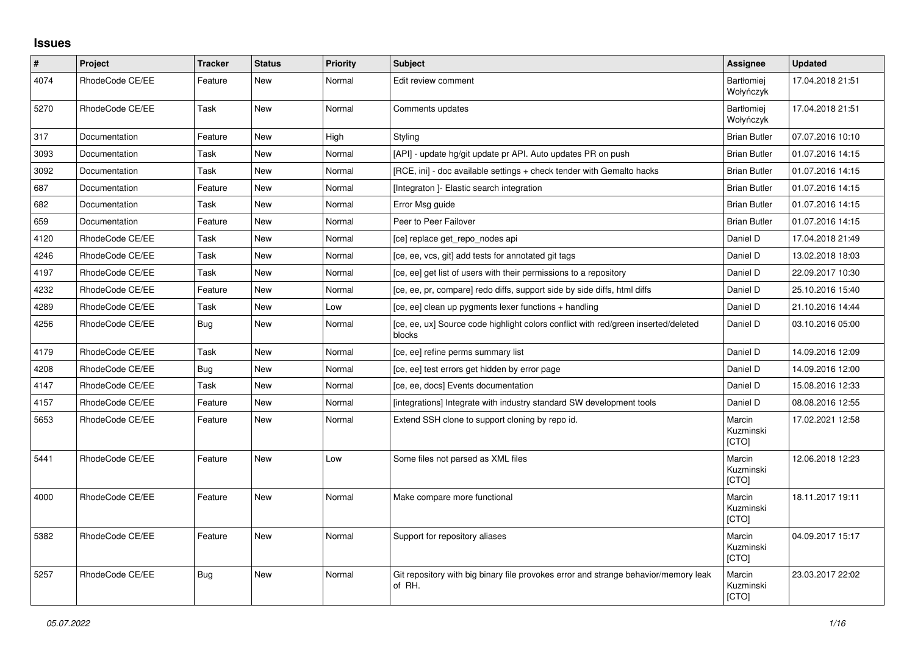## Issues

| # | Project | Tracker | Status | Priority | Subject | Assignee | Updated |
|---|---|---|---|---|---|---|---|
| 4074 | RhodeCode CE/EE | Feature | New | Normal | Edit review comment | Bartłomiej Wołyńczyk | 17.04.2018 21:51 |
| 5270 | RhodeCode CE/EE | Task | New | Normal | Comments updates | Bartłomiej Wołyńczyk | 17.04.2018 21:51 |
| 317 | Documentation | Feature | New | High | Styling | Brian Butler | 07.07.2016 10:10 |
| 3093 | Documentation | Task | New | Normal | [API] - update hg/git update pr API. Auto updates PR on push | Brian Butler | 01.07.2016 14:15 |
| 3092 | Documentation | Task | New | Normal | [RCE, ini] - doc available settings + check tender with Gemalto hacks | Brian Butler | 01.07.2016 14:15 |
| 687 | Documentation | Feature | New | Normal | [Integraton ]- Elastic search integration | Brian Butler | 01.07.2016 14:15 |
| 682 | Documentation | Task | New | Normal | Error Msg guide | Brian Butler | 01.07.2016 14:15 |
| 659 | Documentation | Feature | New | Normal | Peer to Peer Failover | Brian Butler | 01.07.2016 14:15 |
| 4120 | RhodeCode CE/EE | Task | New | Normal | [ce] replace get_repo_nodes api | Daniel D | 17.04.2018 21:49 |
| 4246 | RhodeCode CE/EE | Task | New | Normal | [ce, ee, vcs, git] add tests for annotated git tags | Daniel D | 13.02.2018 18:03 |
| 4197 | RhodeCode CE/EE | Task | New | Normal | [ce, ee] get list of users with their permissions to a repository | Daniel D | 22.09.2017 10:30 |
| 4232 | RhodeCode CE/EE | Feature | New | Normal | [ce, ee, pr, compare] redo diffs, support side by side diffs, html diffs | Daniel D | 25.10.2016 15:40 |
| 4289 | RhodeCode CE/EE | Task | New | Low | [ce, ee] clean up pygments lexer functions + handling | Daniel D | 21.10.2016 14:44 |
| 4256 | RhodeCode CE/EE | Bug | New | Normal | [ce, ee, ux] Source code highlight colors conflict with red/green inserted/deleted blocks | Daniel D | 03.10.2016 05:00 |
| 4179 | RhodeCode CE/EE | Task | New | Normal | [ce, ee] refine perms summary list | Daniel D | 14.09.2016 12:09 |
| 4208 | RhodeCode CE/EE | Bug | New | Normal | [ce, ee] test errors get hidden by error page | Daniel D | 14.09.2016 12:00 |
| 4147 | RhodeCode CE/EE | Task | New | Normal | [ce, ee, docs] Events documentation | Daniel D | 15.08.2016 12:33 |
| 4157 | RhodeCode CE/EE | Feature | New | Normal | [integrations] Integrate with industry standard SW development tools | Daniel D | 08.08.2016 12:55 |
| 5653 | RhodeCode CE/EE | Feature | New | Normal | Extend SSH clone to support cloning by repo id. | Marcin Kuzminski [CTO] | 17.02.2021 12:58 |
| 5441 | RhodeCode CE/EE | Feature | New | Low | Some files not parsed as XML files | Marcin Kuzminski [CTO] | 12.06.2018 12:23 |
| 4000 | RhodeCode CE/EE | Feature | New | Normal | Make compare more functional | Marcin Kuzminski [CTO] | 18.11.2017 19:11 |
| 5382 | RhodeCode CE/EE | Feature | New | Normal | Support for repository aliases | Marcin Kuzminski [CTO] | 04.09.2017 15:17 |
| 5257 | RhodeCode CE/EE | Bug | New | Normal | Git repository with big binary file provokes error and strange behavior/memory leak of RH. | Marcin Kuzminski [CTO] | 23.03.2017 22:02 |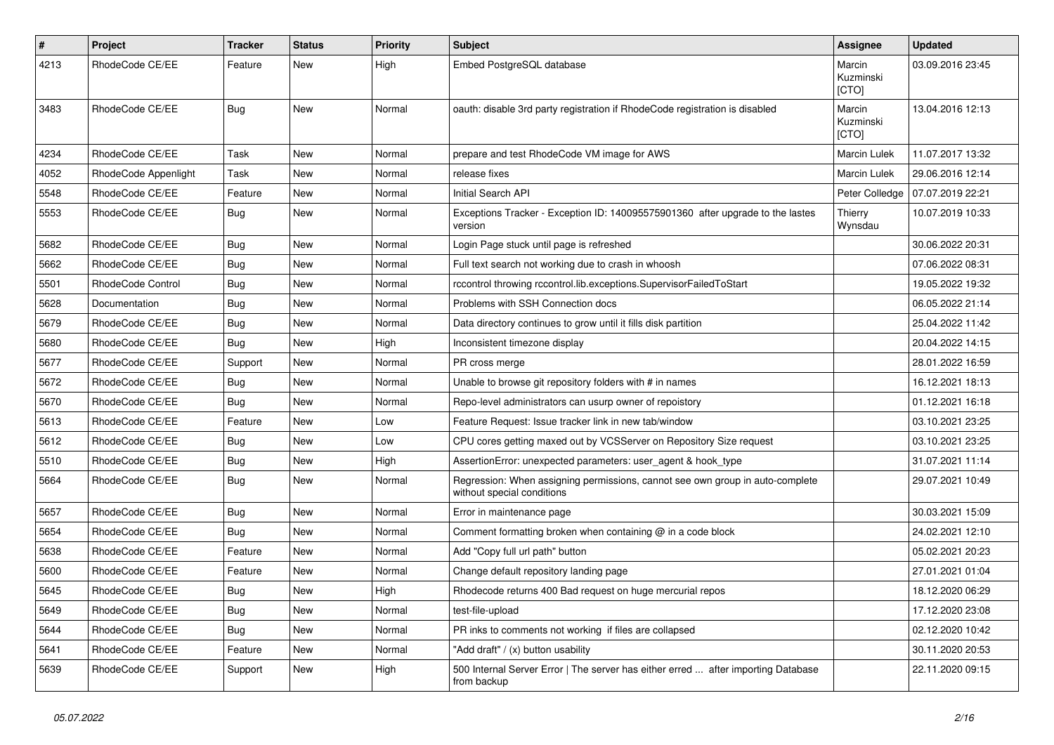| # | Project | Tracker | Status | Priority | Subject | Assignee | Updated |
|---|---|---|---|---|---|---|---|
| 4213 | RhodeCode CE/EE | Feature | New | High | Embed PostgreSQL database | Marcin Kuzminski [CTO] | 03.09.2016 23:45 |
| 3483 | RhodeCode CE/EE | Bug | New | Normal | oauth: disable 3rd party registration if RhodeCode registration is disabled | Marcin Kuzminski [CTO] | 13.04.2016 12:13 |
| 4234 | RhodeCode CE/EE | Task | New | Normal | prepare and test RhodeCode VM image for AWS | Marcin Lulek | 11.07.2017 13:32 |
| 4052 | RhodeCode Appenlight | Task | New | Normal | release fixes | Marcin Lulek | 29.06.2016 12:14 |
| 5548 | RhodeCode CE/EE | Feature | New | Normal | Initial Search API | Peter Colledge | 07.07.2019 22:21 |
| 5553 | RhodeCode CE/EE | Bug | New | Normal | Exceptions Tracker - Exception ID: 140095575901360 after upgrade to the lastes version | Thierry Wynsdau | 10.07.2019 10:33 |
| 5682 | RhodeCode CE/EE | Bug | New | Normal | Login Page stuck until page is refreshed | | 30.06.2022 20:31 |
| 5662 | RhodeCode CE/EE | Bug | New | Normal | Full text search not working due to crash in whoosh | | 07.06.2022 08:31 |
| 5501 | RhodeCode Control | Bug | New | Normal | rccontrol throwing rccontrol.lib.exceptions.SupervisorFailedToStart | | 19.05.2022 19:32 |
| 5628 | Documentation | Bug | New | Normal | Problems with SSH Connection docs | | 06.05.2022 21:14 |
| 5679 | RhodeCode CE/EE | Bug | New | Normal | Data directory continues to grow until it fills disk partition | | 25.04.2022 11:42 |
| 5680 | RhodeCode CE/EE | Bug | New | High | Inconsistent timezone display | | 20.04.2022 14:15 |
| 5677 | RhodeCode CE/EE | Support | New | Normal | PR cross merge | | 28.01.2022 16:59 |
| 5672 | RhodeCode CE/EE | Bug | New | Normal | Unable to browse git repository folders with # in names | | 16.12.2021 18:13 |
| 5670 | RhodeCode CE/EE | Bug | New | Normal | Repo-level administrators can usurp owner of repoistory | | 01.12.2021 16:18 |
| 5613 | RhodeCode CE/EE | Feature | New | Low | Feature Request: Issue tracker link in new tab/window | | 03.10.2021 23:25 |
| 5612 | RhodeCode CE/EE | Bug | New | Low | CPU cores getting maxed out by VCSServer on Repository Size request | | 03.10.2021 23:25 |
| 5510 | RhodeCode CE/EE | Bug | New | High | AssertionError: unexpected parameters: user_agent & hook_type | | 31.07.2021 11:14 |
| 5664 | RhodeCode CE/EE | Bug | New | Normal | Regression: When assigning permissions, cannot see own group in auto-complete without special conditions | | 29.07.2021 10:49 |
| 5657 | RhodeCode CE/EE | Bug | New | Normal | Error in maintenance page | | 30.03.2021 15:09 |
| 5654 | RhodeCode CE/EE | Bug | New | Normal | Comment formatting broken when containing @ in a code block | | 24.02.2021 12:10 |
| 5638 | RhodeCode CE/EE | Feature | New | Normal | Add "Copy full url path" button | | 05.02.2021 20:23 |
| 5600 | RhodeCode CE/EE | Feature | New | Normal | Change default repository landing page | | 27.01.2021 01:04 |
| 5645 | RhodeCode CE/EE | Bug | New | High | Rhodecode returns 400 Bad request on huge mercurial repos | | 18.12.2020 06:29 |
| 5649 | RhodeCode CE/EE | Bug | New | Normal | test-file-upload | | 17.12.2020 23:08 |
| 5644 | RhodeCode CE/EE | Bug | New | Normal | PR inks to comments not working if files are collapsed | | 02.12.2020 10:42 |
| 5641 | RhodeCode CE/EE | Feature | New | Normal | "Add draft" / (x) button usability | | 30.11.2020 20:53 |
| 5639 | RhodeCode CE/EE | Support | New | High | 500 Internal Server Error \| The server has either erred ... after importing Database from backup | | 22.11.2020 09:15 |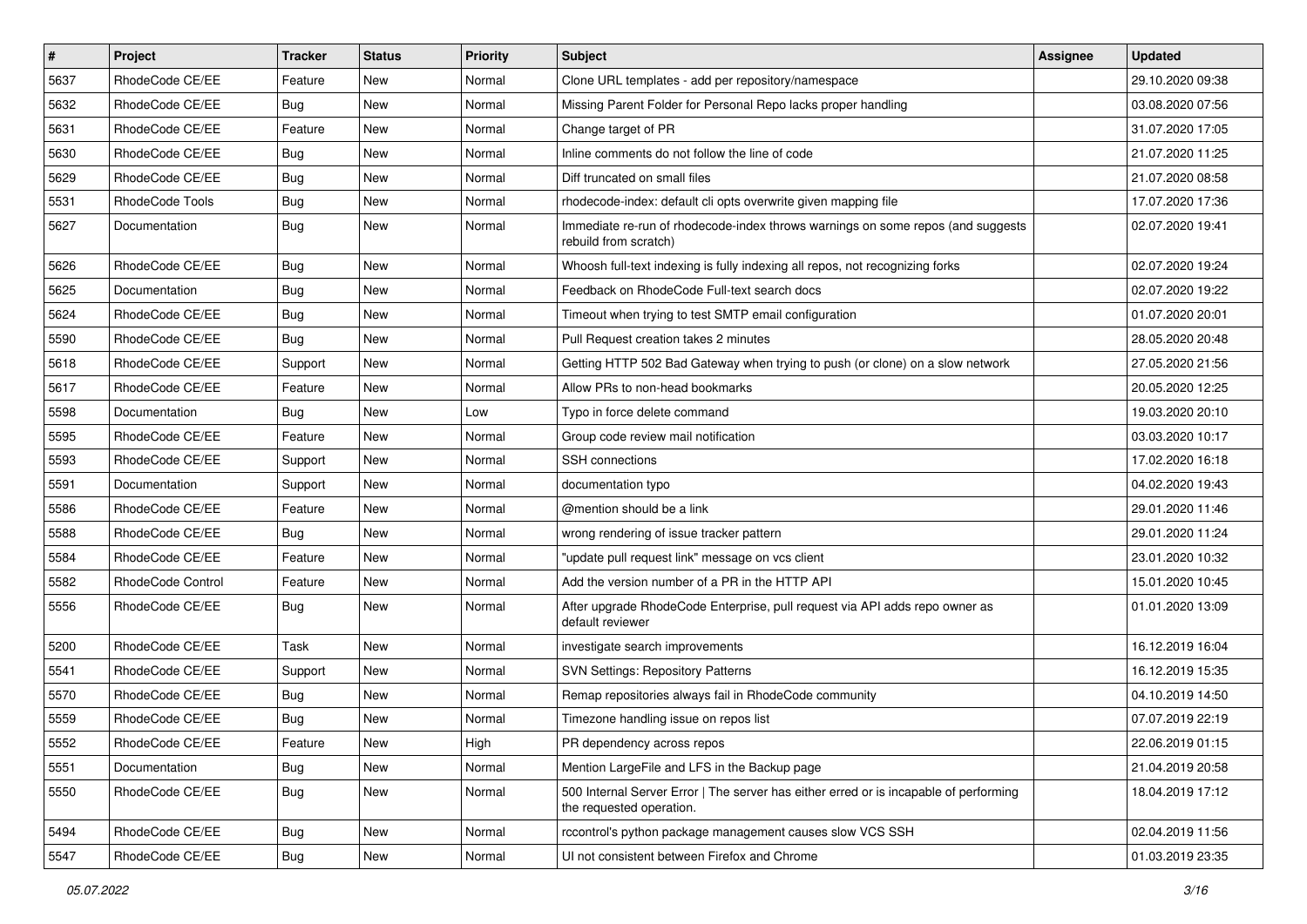| # | Project | Tracker | Status | Priority | Subject | Assignee | Updated |
|---|---|---|---|---|---|---|---|
| 5637 | RhodeCode CE/EE | Feature | New | Normal | Clone URL templates - add per repository/namespace | | 29.10.2020 09:38 |
| 5632 | RhodeCode CE/EE | Bug | New | Normal | Missing Parent Folder for Personal Repo lacks proper handling | | 03.08.2020 07:56 |
| 5631 | RhodeCode CE/EE | Feature | New | Normal | Change target of PR | | 31.07.2020 17:05 |
| 5630 | RhodeCode CE/EE | Bug | New | Normal | Inline comments do not follow the line of code | | 21.07.2020 11:25 |
| 5629 | RhodeCode CE/EE | Bug | New | Normal | Diff truncated on small files | | 21.07.2020 08:58 |
| 5531 | RhodeCode Tools | Bug | New | Normal | rhodecode-index: default cli opts overwrite given mapping file | | 17.07.2020 17:36 |
| 5627 | Documentation | Bug | New | Normal | Immediate re-run of rhodecode-index throws warnings on some repos (and suggests rebuild from scratch) | | 02.07.2020 19:41 |
| 5626 | RhodeCode CE/EE | Bug | New | Normal | Whoosh full-text indexing is fully indexing all repos, not recognizing forks | | 02.07.2020 19:24 |
| 5625 | Documentation | Bug | New | Normal | Feedback on RhodeCode Full-text search docs | | 02.07.2020 19:22 |
| 5624 | RhodeCode CE/EE | Bug | New | Normal | Timeout when trying to test SMTP email configuration | | 01.07.2020 20:01 |
| 5590 | RhodeCode CE/EE | Bug | New | Normal | Pull Request creation takes 2 minutes | | 28.05.2020 20:48 |
| 5618 | RhodeCode CE/EE | Support | New | Normal | Getting HTTP 502 Bad Gateway when trying to push (or clone) on a slow network | | 27.05.2020 21:56 |
| 5617 | RhodeCode CE/EE | Feature | New | Normal | Allow PRs to non-head bookmarks | | 20.05.2020 12:25 |
| 5598 | Documentation | Bug | New | Low | Typo in force delete command | | 19.03.2020 20:10 |
| 5595 | RhodeCode CE/EE | Feature | New | Normal | Group code review mail notification | | 03.03.2020 10:17 |
| 5593 | RhodeCode CE/EE | Support | New | Normal | SSH connections | | 17.02.2020 16:18 |
| 5591 | Documentation | Support | New | Normal | documentation typo | | 04.02.2020 19:43 |
| 5586 | RhodeCode CE/EE | Feature | New | Normal | @mention should be a link | | 29.01.2020 11:46 |
| 5588 | RhodeCode CE/EE | Bug | New | Normal | wrong rendering of issue tracker pattern | | 29.01.2020 11:24 |
| 5584 | RhodeCode CE/EE | Feature | New | Normal | "update pull request link" message on vcs client | | 23.01.2020 10:32 |
| 5582 | RhodeCode Control | Feature | New | Normal | Add the version number of a PR in the HTTP API | | 15.01.2020 10:45 |
| 5556 | RhodeCode CE/EE | Bug | New | Normal | After upgrade RhodeCode Enterprise, pull request via API adds repo owner as default reviewer | | 01.01.2020 13:09 |
| 5200 | RhodeCode CE/EE | Task | New | Normal | investigate search improvements | | 16.12.2019 16:04 |
| 5541 | RhodeCode CE/EE | Support | New | Normal | SVN Settings: Repository Patterns | | 16.12.2019 15:35 |
| 5570 | RhodeCode CE/EE | Bug | New | Normal | Remap repositories always fail in RhodeCode community | | 04.10.2019 14:50 |
| 5559 | RhodeCode CE/EE | Bug | New | Normal | Timezone handling issue on repos list | | 07.07.2019 22:19 |
| 5552 | RhodeCode CE/EE | Feature | New | High | PR dependency across repos | | 22.06.2019 01:15 |
| 5551 | Documentation | Bug | New | Normal | Mention LargeFile and LFS in the Backup page | | 21.04.2019 20:58 |
| 5550 | RhodeCode CE/EE | Bug | New | Normal | 500 Internal Server Error \| The server has either erred or is incapable of performing the requested operation. | | 18.04.2019 17:12 |
| 5494 | RhodeCode CE/EE | Bug | New | Normal | rccontrol's python package management causes slow VCS SSH | | 02.04.2019 11:56 |
| 5547 | RhodeCode CE/EE | Bug | New | Normal | UI not consistent between Firefox and Chrome | | 01.03.2019 23:35 |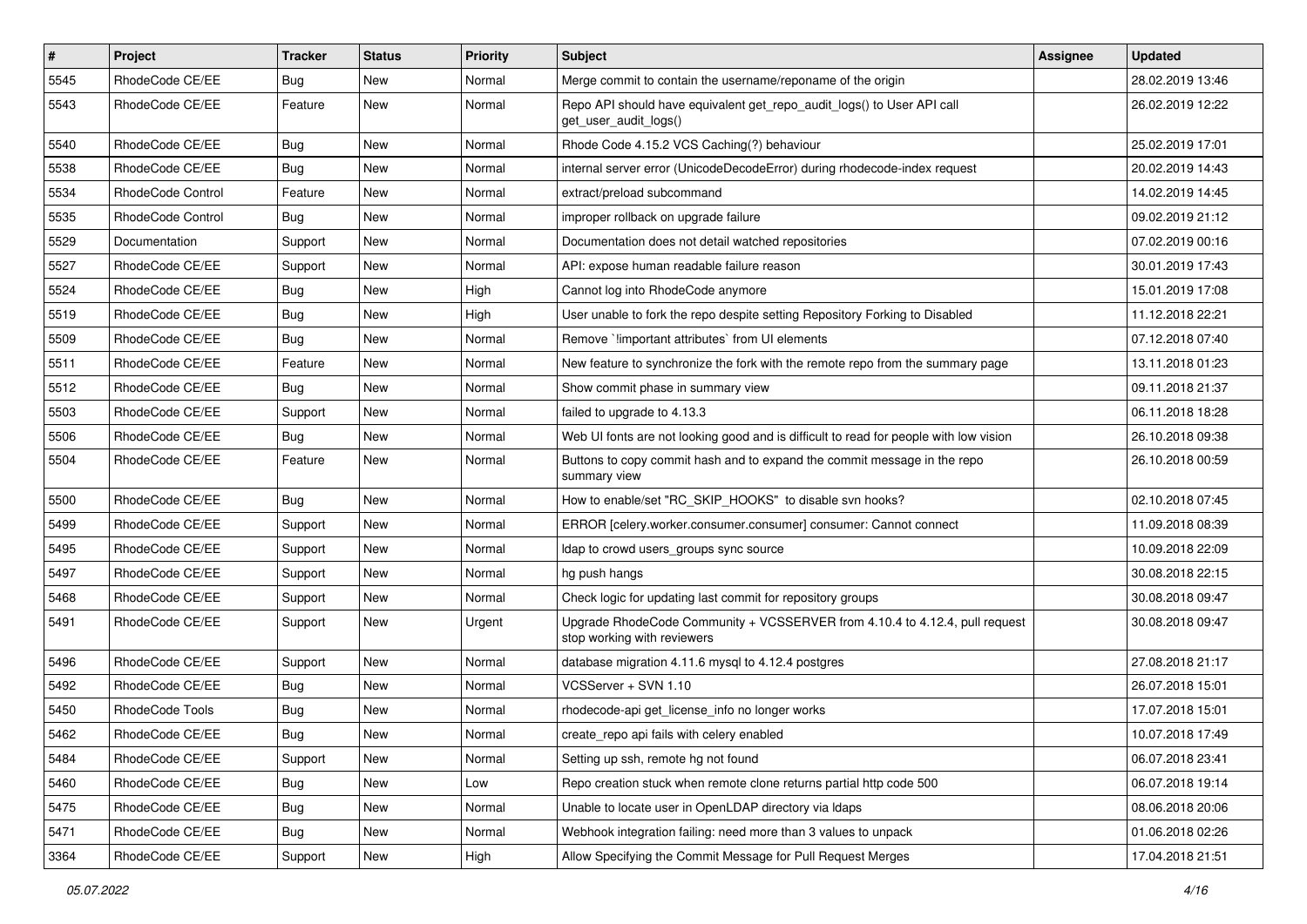| # | Project | Tracker | Status | Priority | Subject | Assignee | Updated |
| --- | --- | --- | --- | --- | --- | --- | --- |
| 5545 | RhodeCode CE/EE | Bug | New | Normal | Merge commit to contain the username/reponame of the origin | | 28.02.2019 13:46 |
| 5543 | RhodeCode CE/EE | Feature | New | Normal | Repo API should have equivalent get_repo_audit_logs() to User API call get_user_audit_logs() | | 26.02.2019 12:22 |
| 5540 | RhodeCode CE/EE | Bug | New | Normal | Rhode Code 4.15.2 VCS Caching(?) behaviour | | 25.02.2019 17:01 |
| 5538 | RhodeCode CE/EE | Bug | New | Normal | internal server error (UnicodeDecodeError) during rhodecode-index request | | 20.02.2019 14:43 |
| 5534 | RhodeCode Control | Feature | New | Normal | extract/preload subcommand | | 14.02.2019 14:45 |
| 5535 | RhodeCode Control | Bug | New | Normal | improper rollback on upgrade failure | | 09.02.2019 21:12 |
| 5529 | Documentation | Support | New | Normal | Documentation does not detail watched repositories | | 07.02.2019 00:16 |
| 5527 | RhodeCode CE/EE | Support | New | Normal | API: expose human readable failure reason | | 30.01.2019 17:43 |
| 5524 | RhodeCode CE/EE | Bug | New | High | Cannot log into RhodeCode anymore | | 15.01.2019 17:08 |
| 5519 | RhodeCode CE/EE | Bug | New | High | User unable to fork the repo despite setting Repository Forking to Disabled | | 11.12.2018 22:21 |
| 5509 | RhodeCode CE/EE | Bug | New | Normal | Remove `!important attributes` from UI elements | | 07.12.2018 07:40 |
| 5511 | RhodeCode CE/EE | Feature | New | Normal | New feature to synchronize the fork with the remote repo from the summary page | | 13.11.2018 01:23 |
| 5512 | RhodeCode CE/EE | Bug | New | Normal | Show commit phase in summary view | | 09.11.2018 21:37 |
| 5503 | RhodeCode CE/EE | Support | New | Normal | failed to upgrade to 4.13.3 | | 06.11.2018 18:28 |
| 5506 | RhodeCode CE/EE | Bug | New | Normal | Web UI fonts are not looking good and is difficult to read for people with low vision | | 26.10.2018 09:38 |
| 5504 | RhodeCode CE/EE | Feature | New | Normal | Buttons to copy commit hash and to expand the commit message in the repo summary view | | 26.10.2018 00:59 |
| 5500 | RhodeCode CE/EE | Bug | New | Normal | How to enable/set "RC_SKIP_HOOKS" to disable svn hooks? | | 02.10.2018 07:45 |
| 5499 | RhodeCode CE/EE | Support | New | Normal | ERROR [celery.worker.consumer.consumer] consumer: Cannot connect | | 11.09.2018 08:39 |
| 5495 | RhodeCode CE/EE | Support | New | Normal | ldap to crowd users_groups sync source | | 10.09.2018 22:09 |
| 5497 | RhodeCode CE/EE | Support | New | Normal | hg push hangs | | 30.08.2018 22:15 |
| 5468 | RhodeCode CE/EE | Support | New | Normal | Check logic for updating last commit for repository groups | | 30.08.2018 09:47 |
| 5491 | RhodeCode CE/EE | Support | New | Urgent | Upgrade RhodeCode Community + VCSSERVER from 4.10.4 to 4.12.4, pull request stop working with reviewers | | 30.08.2018 09:47 |
| 5496 | RhodeCode CE/EE | Support | New | Normal | database migration 4.11.6 mysql to 4.12.4 postgres | | 27.08.2018 21:17 |
| 5492 | RhodeCode CE/EE | Bug | New | Normal | VCSServer + SVN 1.10 | | 26.07.2018 15:01 |
| 5450 | RhodeCode Tools | Bug | New | Normal | rhodecode-api get_license_info no longer works | | 17.07.2018 15:01 |
| 5462 | RhodeCode CE/EE | Bug | New | Normal | create_repo api fails with celery enabled | | 10.07.2018 17:49 |
| 5484 | RhodeCode CE/EE | Support | New | Normal | Setting up ssh, remote hg not found | | 06.07.2018 23:41 |
| 5460 | RhodeCode CE/EE | Bug | New | Low | Repo creation stuck when remote clone returns partial http code 500 | | 06.07.2018 19:14 |
| 5475 | RhodeCode CE/EE | Bug | New | Normal | Unable to locate user in OpenLDAP directory via ldaps | | 08.06.2018 20:06 |
| 5471 | RhodeCode CE/EE | Bug | New | Normal | Webhook integration failing: need more than 3 values to unpack | | 01.06.2018 02:26 |
| 3364 | RhodeCode CE/EE | Support | New | High | Allow Specifying the Commit Message for Pull Request Merges | | 17.04.2018 21:51 |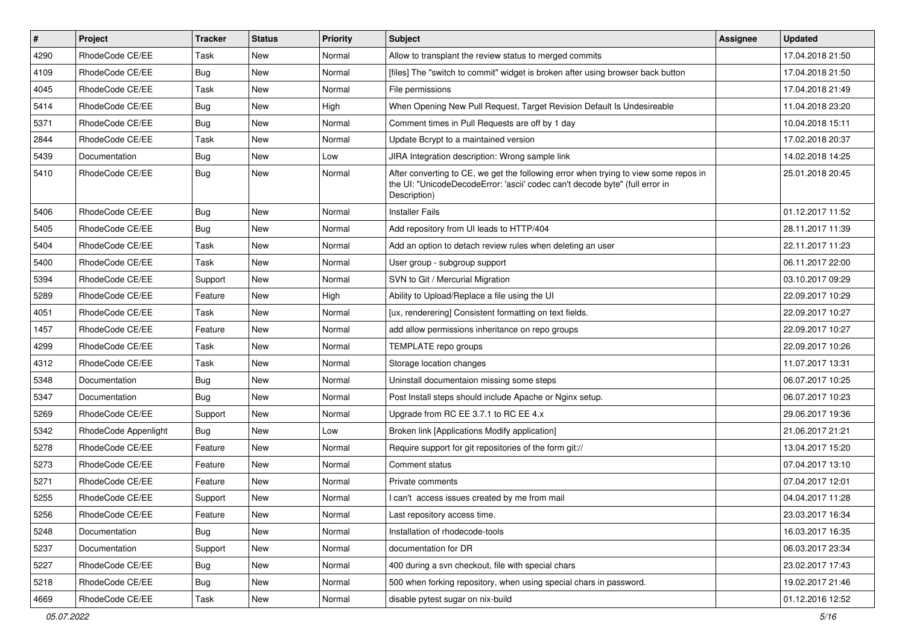| # | Project | Tracker | Status | Priority | Subject | Assignee | Updated |
|---|---|---|---|---|---|---|---|
| 4290 | RhodeCode CE/EE | Task | New | Normal | Allow to transplant the review status to merged commits | | 17.04.2018 21:50 |
| 4109 | RhodeCode CE/EE | Bug | New | Normal | [files] The "switch to commit" widget is broken after using browser back button | | 17.04.2018 21:50 |
| 4045 | RhodeCode CE/EE | Task | New | Normal | File permissions | | 17.04.2018 21:49 |
| 5414 | RhodeCode CE/EE | Bug | New | High | When Opening New Pull Request, Target Revision Default Is Undesireable | | 11.04.2018 23:20 |
| 5371 | RhodeCode CE/EE | Bug | New | Normal | Comment times in Pull Requests are off by 1 day | | 10.04.2018 15:11 |
| 2844 | RhodeCode CE/EE | Task | New | Normal | Update Bcrypt to a maintained version | | 17.02.2018 20:37 |
| 5439 | Documentation | Bug | New | Low | JIRA Integration description: Wrong sample link | | 14.02.2018 14:25 |
| 5410 | RhodeCode CE/EE | Bug | New | Normal | After converting to CE, we get the following error when trying to view some repos in the UI: "UnicodeDecodeError: 'ascii' codec can't decode byte" (full error in Description) | | 25.01.2018 20:45 |
| 5406 | RhodeCode CE/EE | Bug | New | Normal | Installer Fails | | 01.12.2017 11:52 |
| 5405 | RhodeCode CE/EE | Bug | New | Normal | Add repository from UI leads to HTTP/404 | | 28.11.2017 11:39 |
| 5404 | RhodeCode CE/EE | Task | New | Normal | Add an option to detach review rules when deleting an user | | 22.11.2017 11:23 |
| 5400 | RhodeCode CE/EE | Task | New | Normal | User group - subgroup support | | 06.11.2017 22:00 |
| 5394 | RhodeCode CE/EE | Support | New | Normal | SVN to Git / Mercurial Migration | | 03.10.2017 09:29 |
| 5289 | RhodeCode CE/EE | Feature | New | High | Ability to Upload/Replace a file using the UI | | 22.09.2017 10:29 |
| 4051 | RhodeCode CE/EE | Task | New | Normal | [ux, renderering] Consistent formatting on text fields. | | 22.09.2017 10:27 |
| 1457 | RhodeCode CE/EE | Feature | New | Normal | add allow permissions inheritance on repo groups | | 22.09.2017 10:27 |
| 4299 | RhodeCode CE/EE | Task | New | Normal | TEMPLATE repo groups | | 22.09.2017 10:26 |
| 4312 | RhodeCode CE/EE | Task | New | Normal | Storage location changes | | 11.07.2017 13:31 |
| 5348 | Documentation | Bug | New | Normal | Uninstall documentaion missing some steps | | 06.07.2017 10:25 |
| 5347 | Documentation | Bug | New | Normal | Post Install steps should include Apache or Nginx setup. | | 06.07.2017 10:23 |
| 5269 | RhodeCode CE/EE | Support | New | Normal | Upgrade from RC EE 3.7.1 to RC EE 4.x | | 29.06.2017 19:36 |
| 5342 | RhodeCode Appenlight | Bug | New | Low | Broken link [Applications Modify application] | | 21.06.2017 21:21 |
| 5278 | RhodeCode CE/EE | Feature | New | Normal | Require support for git repositories of the form git:// | | 13.04.2017 15:20 |
| 5273 | RhodeCode CE/EE | Feature | New | Normal | Comment status | | 07.04.2017 13:10 |
| 5271 | RhodeCode CE/EE | Feature | New | Normal | Private comments | | 07.04.2017 12:01 |
| 5255 | RhodeCode CE/EE | Support | New | Normal | I can't access issues created by me from mail | | 04.04.2017 11:28 |
| 5256 | RhodeCode CE/EE | Feature | New | Normal | Last repository access time. | | 23.03.2017 16:34 |
| 5248 | Documentation | Bug | New | Normal | Installation of rhodecode-tools | | 16.03.2017 16:35 |
| 5237 | Documentation | Support | New | Normal | documentation for DR | | 06.03.2017 23:34 |
| 5227 | RhodeCode CE/EE | Bug | New | Normal | 400 during a svn checkout, file with special chars | | 23.02.2017 17:43 |
| 5218 | RhodeCode CE/EE | Bug | New | Normal | 500 when forking repository, when using special chars in password. | | 19.02.2017 21:46 |
| 4669 | RhodeCode CE/EE | Task | New | Normal | disable pytest sugar on nix-build | | 01.12.2016 12:52 |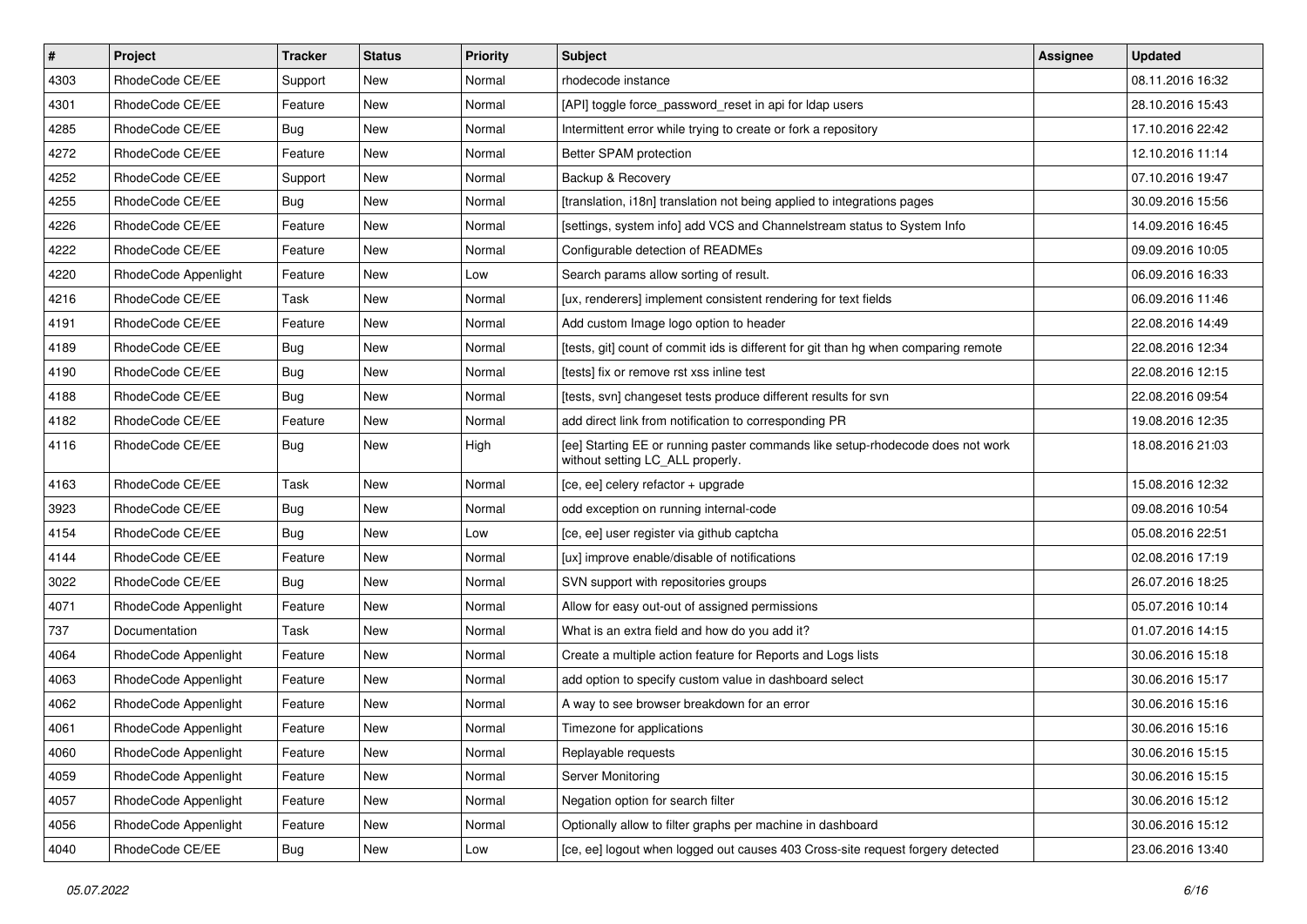| # | Project | Tracker | Status | Priority | Subject | Assignee | Updated |
|---|---|---|---|---|---|---|---|
| 4303 | RhodeCode CE/EE | Support | New | Normal | rhodecode instance | | 08.11.2016 16:32 |
| 4301 | RhodeCode CE/EE | Feature | New | Normal | [API] toggle force_password_reset in api for ldap users | | 28.10.2016 15:43 |
| 4285 | RhodeCode CE/EE | Bug | New | Normal | Intermittent error while trying to create or fork a repository | | 17.10.2016 22:42 |
| 4272 | RhodeCode CE/EE | Feature | New | Normal | Better SPAM protection | | 12.10.2016 11:14 |
| 4252 | RhodeCode CE/EE | Support | New | Normal | Backup & Recovery | | 07.10.2016 19:47 |
| 4255 | RhodeCode CE/EE | Bug | New | Normal | [translation, i18n] translation not being applied to integrations pages | | 30.09.2016 15:56 |
| 4226 | RhodeCode CE/EE | Feature | New | Normal | [settings, system info] add VCS and Channelstream status to System Info | | 14.09.2016 16:45 |
| 4222 | RhodeCode CE/EE | Feature | New | Normal | Configurable detection of READMEs | | 09.09.2016 10:05 |
| 4220 | RhodeCode Appenlight | Feature | New | Low | Search params allow sorting of result. | | 06.09.2016 16:33 |
| 4216 | RhodeCode CE/EE | Task | New | Normal | [ux, renderers] implement consistent rendering for text fields | | 06.09.2016 11:46 |
| 4191 | RhodeCode CE/EE | Feature | New | Normal | Add custom Image logo option to header | | 22.08.2016 14:49 |
| 4189 | RhodeCode CE/EE | Bug | New | Normal | [tests, git] count of commit ids is different for git than hg when comparing remote | | 22.08.2016 12:34 |
| 4190 | RhodeCode CE/EE | Bug | New | Normal | [tests] fix or remove rst xss inline test | | 22.08.2016 12:15 |
| 4188 | RhodeCode CE/EE | Bug | New | Normal | [tests, svn] changeset tests produce different results for svn | | 22.08.2016 09:54 |
| 4182 | RhodeCode CE/EE | Feature | New | Normal | add direct link from notification to corresponding PR | | 19.08.2016 12:35 |
| 4116 | RhodeCode CE/EE | Bug | New | High | [ee] Starting EE or running paster commands like setup-rhodecode does not work without setting LC_ALL properly. | | 18.08.2016 21:03 |
| 4163 | RhodeCode CE/EE | Task | New | Normal | [ce, ee] celery refactor + upgrade | | 15.08.2016 12:32 |
| 3923 | RhodeCode CE/EE | Bug | New | Normal | odd exception on running internal-code | | 09.08.2016 10:54 |
| 4154 | RhodeCode CE/EE | Bug | New | Low | [ce, ee] user register via github captcha | | 05.08.2016 22:51 |
| 4144 | RhodeCode CE/EE | Feature | New | Normal | [ux] improve enable/disable of notifications | | 02.08.2016 17:19 |
| 3022 | RhodeCode CE/EE | Bug | New | Normal | SVN support with repositories groups | | 26.07.2016 18:25 |
| 4071 | RhodeCode Appenlight | Feature | New | Normal | Allow for easy out-out of assigned permissions | | 05.07.2016 10:14 |
| 737 | Documentation | Task | New | Normal | What is an extra field and how do you add it? | | 01.07.2016 14:15 |
| 4064 | RhodeCode Appenlight | Feature | New | Normal | Create a multiple action feature for Reports and Logs lists | | 30.06.2016 15:18 |
| 4063 | RhodeCode Appenlight | Feature | New | Normal | add option to specify custom value in dashboard select | | 30.06.2016 15:17 |
| 4062 | RhodeCode Appenlight | Feature | New | Normal | A way to see browser breakdown for an error | | 30.06.2016 15:16 |
| 4061 | RhodeCode Appenlight | Feature | New | Normal | Timezone for applications | | 30.06.2016 15:16 |
| 4060 | RhodeCode Appenlight | Feature | New | Normal | Replayable requests | | 30.06.2016 15:15 |
| 4059 | RhodeCode Appenlight | Feature | New | Normal | Server Monitoring | | 30.06.2016 15:15 |
| 4057 | RhodeCode Appenlight | Feature | New | Normal | Negation option for search filter | | 30.06.2016 15:12 |
| 4056 | RhodeCode Appenlight | Feature | New | Normal | Optionally allow to filter graphs per machine in dashboard | | 30.06.2016 15:12 |
| 4040 | RhodeCode CE/EE | Bug | New | Low | [ce, ee] logout when logged out causes 403 Cross-site request forgery detected | | 23.06.2016 13:40 |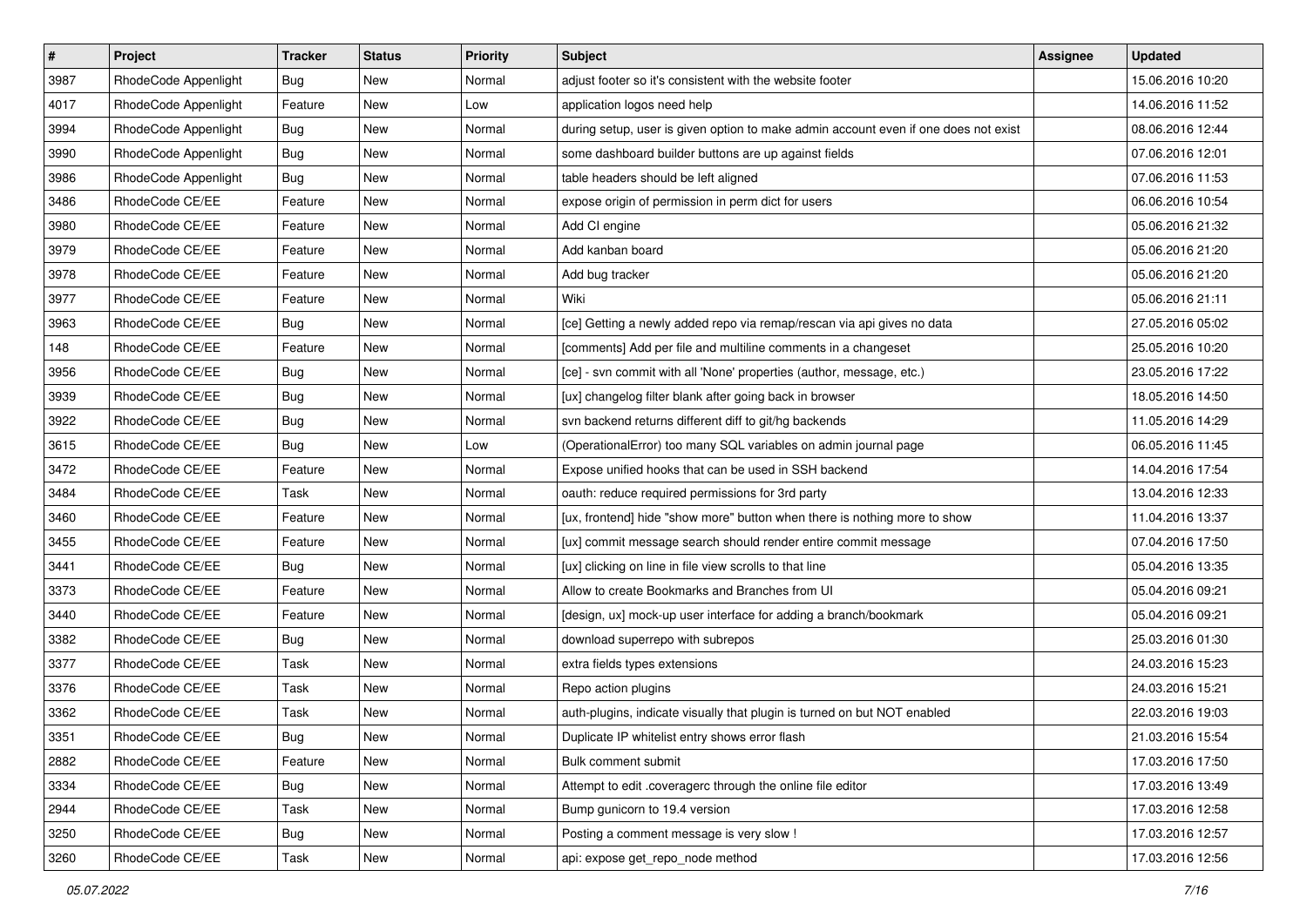| # | Project | Tracker | Status | Priority | Subject | Assignee | Updated |
|---|---|---|---|---|---|---|---|
| 3987 | RhodeCode Appenlight | Bug | New | Normal | adjust footer so it's consistent with the website footer | | 15.06.2016 10:20 |
| 4017 | RhodeCode Appenlight | Feature | New | Low | application logos need help | | 14.06.2016 11:52 |
| 3994 | RhodeCode Appenlight | Bug | New | Normal | during setup, user is given option to make admin account even if one does not exist | | 08.06.2016 12:44 |
| 3990 | RhodeCode Appenlight | Bug | New | Normal | some dashboard builder buttons are up against fields | | 07.06.2016 12:01 |
| 3986 | RhodeCode Appenlight | Bug | New | Normal | table headers should be left aligned | | 07.06.2016 11:53 |
| 3486 | RhodeCode CE/EE | Feature | New | Normal | expose origin of permission in perm dict for users | | 06.06.2016 10:54 |
| 3980 | RhodeCode CE/EE | Feature | New | Normal | Add CI engine | | 05.06.2016 21:32 |
| 3979 | RhodeCode CE/EE | Feature | New | Normal | Add kanban board | | 05.06.2016 21:20 |
| 3978 | RhodeCode CE/EE | Feature | New | Normal | Add bug tracker | | 05.06.2016 21:20 |
| 3977 | RhodeCode CE/EE | Feature | New | Normal | Wiki | | 05.06.2016 21:11 |
| 3963 | RhodeCode CE/EE | Bug | New | Normal | [ce] Getting a newly added repo via remap/rescan via api gives no data | | 27.05.2016 05:02 |
| 148 | RhodeCode CE/EE | Feature | New | Normal | [comments] Add per file and multiline comments in a changeset | | 25.05.2016 10:20 |
| 3956 | RhodeCode CE/EE | Bug | New | Normal | [ce] - svn commit with all 'None' properties (author, message, etc.) | | 23.05.2016 17:22 |
| 3939 | RhodeCode CE/EE | Bug | New | Normal | [ux] changelog filter blank after going back in browser | | 18.05.2016 14:50 |
| 3922 | RhodeCode CE/EE | Bug | New | Normal | svn backend returns different diff to git/hg backends | | 11.05.2016 14:29 |
| 3615 | RhodeCode CE/EE | Bug | New | Low | (OperationalError) too many SQL variables on admin journal page | | 06.05.2016 11:45 |
| 3472 | RhodeCode CE/EE | Feature | New | Normal | Expose unified hooks that can be used in SSH backend | | 14.04.2016 17:54 |
| 3484 | RhodeCode CE/EE | Task | New | Normal | oauth: reduce required permissions for 3rd party | | 13.04.2016 12:33 |
| 3460 | RhodeCode CE/EE | Feature | New | Normal | [ux, frontend] hide "show more" button when there is nothing more to show | | 11.04.2016 13:37 |
| 3455 | RhodeCode CE/EE | Feature | New | Normal | [ux] commit message search should render entire commit message | | 07.04.2016 17:50 |
| 3441 | RhodeCode CE/EE | Bug | New | Normal | [ux] clicking on line in file view scrolls to that line | | 05.04.2016 13:35 |
| 3373 | RhodeCode CE/EE | Feature | New | Normal | Allow to create Bookmarks and Branches from UI | | 05.04.2016 09:21 |
| 3440 | RhodeCode CE/EE | Feature | New | Normal | [design, ux] mock-up user interface for adding a branch/bookmark | | 05.04.2016 09:21 |
| 3382 | RhodeCode CE/EE | Bug | New | Normal | download superrepo with subrepos | | 25.03.2016 01:30 |
| 3377 | RhodeCode CE/EE | Task | New | Normal | extra fields types extensions | | 24.03.2016 15:23 |
| 3376 | RhodeCode CE/EE | Task | New | Normal | Repo action plugins | | 24.03.2016 15:21 |
| 3362 | RhodeCode CE/EE | Task | New | Normal | auth-plugins, indicate visually that plugin is turned on but NOT enabled | | 22.03.2016 19:03 |
| 3351 | RhodeCode CE/EE | Bug | New | Normal | Duplicate IP whitelist entry shows error flash | | 21.03.2016 15:54 |
| 2882 | RhodeCode CE/EE | Feature | New | Normal | Bulk comment submit | | 17.03.2016 17:50 |
| 3334 | RhodeCode CE/EE | Bug | New | Normal | Attempt to edit .coveragerc through the online file editor | | 17.03.2016 13:49 |
| 2944 | RhodeCode CE/EE | Task | New | Normal | Bump gunicorn to 19.4 version | | 17.03.2016 12:58 |
| 3250 | RhodeCode CE/EE | Bug | New | Normal | Posting a comment message is very slow ! | | 17.03.2016 12:57 |
| 3260 | RhodeCode CE/EE | Task | New | Normal | api: expose get_repo_node method | | 17.03.2016 12:56 |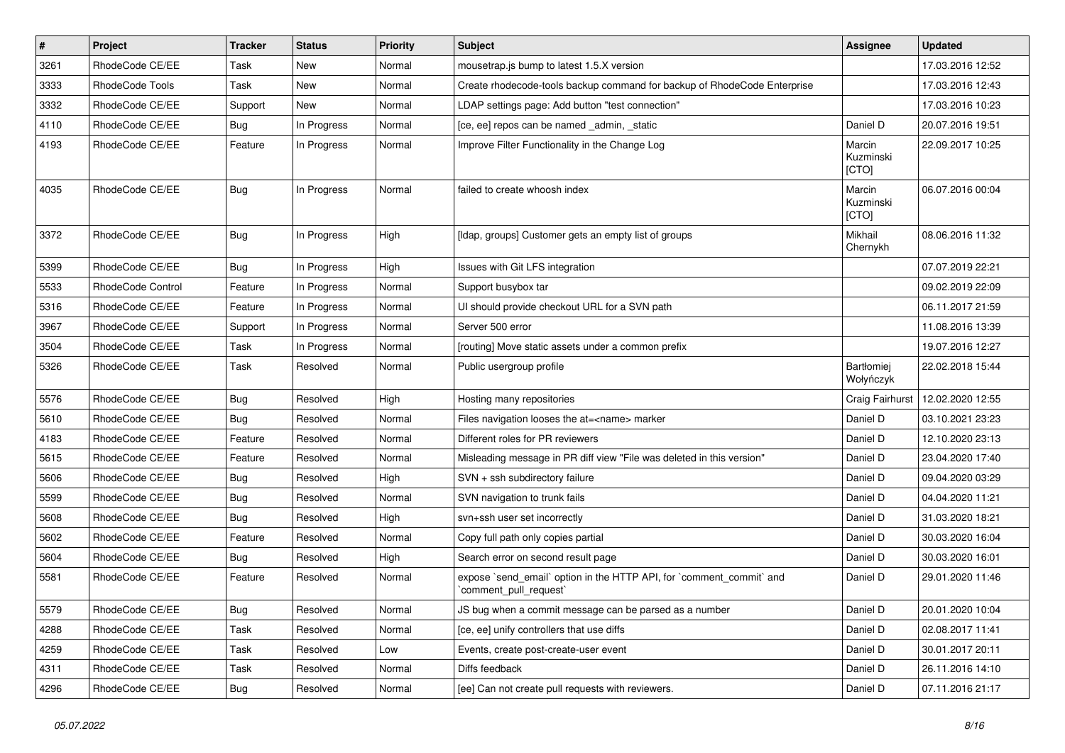| # | Project | Tracker | Status | Priority | Subject | Assignee | Updated |
| --- | --- | --- | --- | --- | --- | --- | --- |
| 3261 | RhodeCode CE/EE | Task | New | Normal | mousetrap.js bump to latest 1.5.X version | | 17.03.2016 12:52 |
| 3333 | RhodeCode Tools | Task | New | Normal | Create rhodecode-tools backup command for backup of RhodeCode Enterprise | | 17.03.2016 12:43 |
| 3332 | RhodeCode CE/EE | Support | New | Normal | LDAP settings page: Add button "test connection" | | 17.03.2016 10:23 |
| 4110 | RhodeCode CE/EE | Bug | In Progress | Normal | [ce, ee] repos can be named _admin, _static | Daniel D | 20.07.2016 19:51 |
| 4193 | RhodeCode CE/EE | Feature | In Progress | Normal | Improve Filter Functionality in the Change Log | Marcin Kuzminski [CTO] | 22.09.2017 10:25 |
| 4035 | RhodeCode CE/EE | Bug | In Progress | Normal | failed to create whoosh index | Marcin Kuzminski [CTO] | 06.07.2016 00:04 |
| 3372 | RhodeCode CE/EE | Bug | In Progress | High | [ldap, groups] Customer gets an empty list of groups | Mikhail Chernykh | 08.06.2016 11:32 |
| 5399 | RhodeCode CE/EE | Bug | In Progress | High | Issues with Git LFS integration | | 07.07.2019 22:21 |
| 5533 | RhodeCode Control | Feature | In Progress | Normal | Support busybox tar | | 09.02.2019 22:09 |
| 5316 | RhodeCode CE/EE | Feature | In Progress | Normal | UI should provide checkout URL for a SVN path | | 06.11.2017 21:59 |
| 3967 | RhodeCode CE/EE | Support | In Progress | Normal | Server 500 error | | 11.08.2016 13:39 |
| 3504 | RhodeCode CE/EE | Task | In Progress | Normal | [routing] Move static assets under a common prefix | | 19.07.2016 12:27 |
| 5326 | RhodeCode CE/EE | Task | Resolved | Normal | Public usergroup profile | Bartłomiej Wołyńczyk | 22.02.2018 15:44 |
| 5576 | RhodeCode CE/EE | Bug | Resolved | High | Hosting many repositories | Craig Fairhurst | 12.02.2020 12:55 |
| 5610 | RhodeCode CE/EE | Bug | Resolved | Normal | Files navigation looses the at=<name> marker | Daniel D | 03.10.2021 23:23 |
| 4183 | RhodeCode CE/EE | Feature | Resolved | Normal | Different roles for PR reviewers | Daniel D | 12.10.2020 23:13 |
| 5615 | RhodeCode CE/EE | Feature | Resolved | Normal | Misleading message in PR diff view "File was deleted in this version" | Daniel D | 23.04.2020 17:40 |
| 5606 | RhodeCode CE/EE | Bug | Resolved | High | SVN + ssh subdirectory failure | Daniel D | 09.04.2020 03:29 |
| 5599 | RhodeCode CE/EE | Bug | Resolved | Normal | SVN navigation to trunk fails | Daniel D | 04.04.2020 11:21 |
| 5608 | RhodeCode CE/EE | Bug | Resolved | High | svn+ssh user set incorrectly | Daniel D | 31.03.2020 18:21 |
| 5602 | RhodeCode CE/EE | Feature | Resolved | Normal | Copy full path only copies partial | Daniel D | 30.03.2020 16:04 |
| 5604 | RhodeCode CE/EE | Bug | Resolved | High | Search error on second result page | Daniel D | 30.03.2020 16:01 |
| 5581 | RhodeCode CE/EE | Feature | Resolved | Normal | expose `send_email` option in the HTTP API, for `comment_commit` and `comment_pull_request` | Daniel D | 29.01.2020 11:46 |
| 5579 | RhodeCode CE/EE | Bug | Resolved | Normal | JS bug when a commit message can be parsed as a number | Daniel D | 20.01.2020 10:04 |
| 4288 | RhodeCode CE/EE | Task | Resolved | Normal | [ce, ee] unify controllers that use diffs | Daniel D | 02.08.2017 11:41 |
| 4259 | RhodeCode CE/EE | Task | Resolved | Low | Events, create post-create-user event | Daniel D | 30.01.2017 20:11 |
| 4311 | RhodeCode CE/EE | Task | Resolved | Normal | Diffs feedback | Daniel D | 26.11.2016 14:10 |
| 4296 | RhodeCode CE/EE | Bug | Resolved | Normal | [ee] Can not create pull requests with reviewers. | Daniel D | 07.11.2016 21:17 |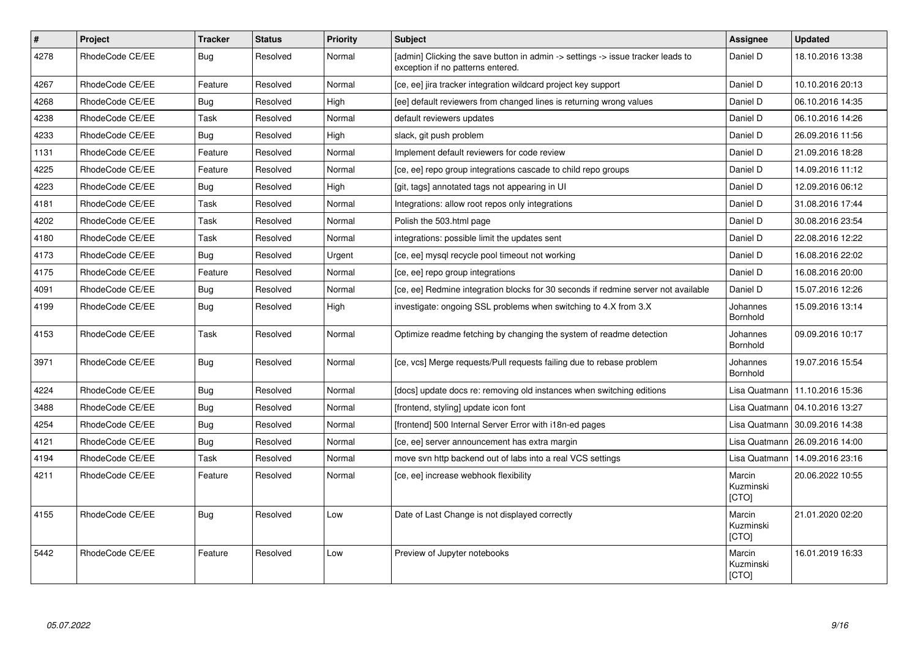| # | Project | Tracker | Status | Priority | Subject | Assignee | Updated |
|---|---|---|---|---|---|---|---|
| 4278 | RhodeCode CE/EE | Bug | Resolved | Normal | [admin] Clicking the save button in admin -> settings -> issue tracker leads to exception if no patterns entered. | Daniel D | 18.10.2016 13:38 |
| 4267 | RhodeCode CE/EE | Feature | Resolved | Normal | [ce, ee] jira tracker integration wildcard project key support | Daniel D | 10.10.2016 20:13 |
| 4268 | RhodeCode CE/EE | Bug | Resolved | High | [ee] default reviewers from changed lines is returning wrong values | Daniel D | 06.10.2016 14:35 |
| 4238 | RhodeCode CE/EE | Task | Resolved | Normal | default reviewers updates | Daniel D | 06.10.2016 14:26 |
| 4233 | RhodeCode CE/EE | Bug | Resolved | High | slack, git push problem | Daniel D | 26.09.2016 11:56 |
| 1131 | RhodeCode CE/EE | Feature | Resolved | Normal | Implement default reviewers for code review | Daniel D | 21.09.2016 18:28 |
| 4225 | RhodeCode CE/EE | Feature | Resolved | Normal | [ce, ee] repo group integrations cascade to child repo groups | Daniel D | 14.09.2016 11:12 |
| 4223 | RhodeCode CE/EE | Bug | Resolved | High | [git, tags] annotated tags not appearing in UI | Daniel D | 12.09.2016 06:12 |
| 4181 | RhodeCode CE/EE | Task | Resolved | Normal | Integrations: allow root repos only integrations | Daniel D | 31.08.2016 17:44 |
| 4202 | RhodeCode CE/EE | Task | Resolved | Normal | Polish the 503.html page | Daniel D | 30.08.2016 23:54 |
| 4180 | RhodeCode CE/EE | Task | Resolved | Normal | integrations: possible limit the updates sent | Daniel D | 22.08.2016 12:22 |
| 4173 | RhodeCode CE/EE | Bug | Resolved | Urgent | [ce, ee] mysql recycle pool timeout not working | Daniel D | 16.08.2016 22:02 |
| 4175 | RhodeCode CE/EE | Feature | Resolved | Normal | [ce, ee] repo group integrations | Daniel D | 16.08.2016 20:00 |
| 4091 | RhodeCode CE/EE | Bug | Resolved | Normal | [ce, ee] Redmine integration blocks for 30 seconds if redmine server not available | Daniel D | 15.07.2016 12:26 |
| 4199 | RhodeCode CE/EE | Bug | Resolved | High | investigate: ongoing SSL problems when switching to 4.X from 3.X | Johannes Bornhold | 15.09.2016 13:14 |
| 4153 | RhodeCode CE/EE | Task | Resolved | Normal | Optimize readme fetching by changing the system of readme detection | Johannes Bornhold | 09.09.2016 10:17 |
| 3971 | RhodeCode CE/EE | Bug | Resolved | Normal | [ce, vcs] Merge requests/Pull requests failing due to rebase problem | Johannes Bornhold | 19.07.2016 15:54 |
| 4224 | RhodeCode CE/EE | Bug | Resolved | Normal | [docs] update docs re: removing old instances when switching editions | Lisa Quatmann | 11.10.2016 15:36 |
| 3488 | RhodeCode CE/EE | Bug | Resolved | Normal | [frontend, styling] update icon font | Lisa Quatmann | 04.10.2016 13:27 |
| 4254 | RhodeCode CE/EE | Bug | Resolved | Normal | [frontend] 500 Internal Server Error with i18n-ed pages | Lisa Quatmann | 30.09.2016 14:38 |
| 4121 | RhodeCode CE/EE | Bug | Resolved | Normal | [ce, ee] server announcement has extra margin | Lisa Quatmann | 26.09.2016 14:00 |
| 4194 | RhodeCode CE/EE | Task | Resolved | Normal | move svn http backend out of labs into a real VCS settings | Lisa Quatmann | 14.09.2016 23:16 |
| 4211 | RhodeCode CE/EE | Feature | Resolved | Normal | [ce, ee] increase webhook flexibility | Marcin Kuzminski [CTO] | 20.06.2022 10:55 |
| 4155 | RhodeCode CE/EE | Bug | Resolved | Low | Date of Last Change is not displayed correctly | Marcin Kuzminski [CTO] | 21.01.2020 02:20 |
| 5442 | RhodeCode CE/EE | Feature | Resolved | Low | Preview of Jupyter notebooks | Marcin Kuzminski [CTO] | 16.01.2019 16:33 |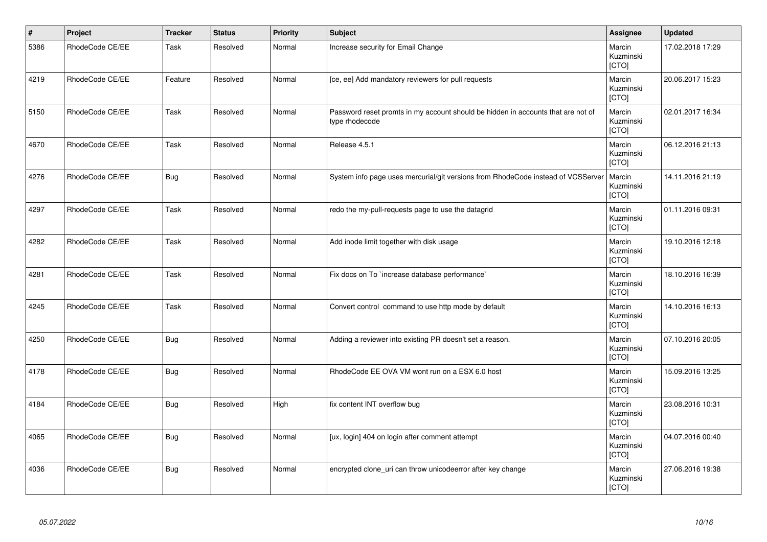| # | Project | Tracker | Status | Priority | Subject | Assignee | Updated |
|---|---|---|---|---|---|---|---|
| 5386 | RhodeCode CE/EE | Task | Resolved | Normal | Increase security for Email Change | Marcin Kuzminski [CTO] | 17.02.2018 17:29 |
| 4219 | RhodeCode CE/EE | Feature | Resolved | Normal | [ce, ee] Add mandatory reviewers for pull requests | Marcin Kuzminski [CTO] | 20.06.2017 15:23 |
| 5150 | RhodeCode CE/EE | Task | Resolved | Normal | Password reset promts in my account should be hidden in accounts that are not of type rhodecode | Marcin Kuzminski [CTO] | 02.01.2017 16:34 |
| 4670 | RhodeCode CE/EE | Task | Resolved | Normal | Release 4.5.1 | Marcin Kuzminski [CTO] | 06.12.2016 21:13 |
| 4276 | RhodeCode CE/EE | Bug | Resolved | Normal | System info page uses mercurial/git versions from RhodeCode instead of VCSServer | Marcin Kuzminski [CTO] | 14.11.2016 21:19 |
| 4297 | RhodeCode CE/EE | Task | Resolved | Normal | redo the my-pull-requests page to use the datagrid | Marcin Kuzminski [CTO] | 01.11.2016 09:31 |
| 4282 | RhodeCode CE/EE | Task | Resolved | Normal | Add inode limit together with disk usage | Marcin Kuzminski [CTO] | 19.10.2016 12:18 |
| 4281 | RhodeCode CE/EE | Task | Resolved | Normal | Fix docs on To `increase database performance` | Marcin Kuzminski [CTO] | 18.10.2016 16:39 |
| 4245 | RhodeCode CE/EE | Task | Resolved | Normal | Convert control command to use http mode by default | Marcin Kuzminski [CTO] | 14.10.2016 16:13 |
| 4250 | RhodeCode CE/EE | Bug | Resolved | Normal | Adding a reviewer into existing PR doesn't set a reason. | Marcin Kuzminski [CTO] | 07.10.2016 20:05 |
| 4178 | RhodeCode CE/EE | Bug | Resolved | Normal | RhodeCode EE OVA VM wont run on a ESX 6.0 host | Marcin Kuzminski [CTO] | 15.09.2016 13:25 |
| 4184 | RhodeCode CE/EE | Bug | Resolved | High | fix content INT overflow bug | Marcin Kuzminski [CTO] | 23.08.2016 10:31 |
| 4065 | RhodeCode CE/EE | Bug | Resolved | Normal | [ux, login] 404 on login after comment attempt | Marcin Kuzminski [CTO] | 04.07.2016 00:40 |
| 4036 | RhodeCode CE/EE | Bug | Resolved | Normal | encrypted clone_uri can throw unicodeerror after key change | Marcin Kuzminski [CTO] | 27.06.2016 19:38 |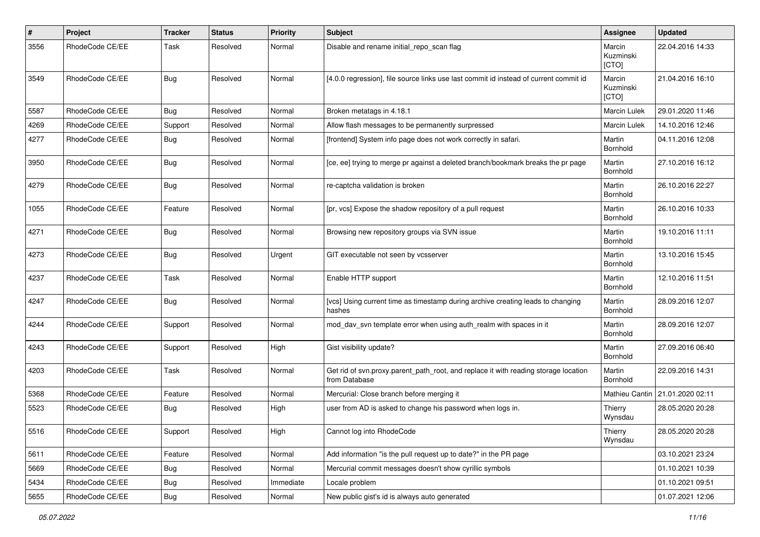| # | Project | Tracker | Status | Priority | Subject | Assignee | Updated |
|---|---|---|---|---|---|---|---|
| 3556 | RhodeCode CE/EE | Task | Resolved | Normal | Disable and rename initial_repo_scan flag | Marcin Kuzminski [CTO] | 22.04.2016 14:33 |
| 3549 | RhodeCode CE/EE | Bug | Resolved | Normal | [4.0.0 regression], file source links use last commit id instead of current commit id | Marcin Kuzminski [CTO] | 21.04.2016 16:10 |
| 5587 | RhodeCode CE/EE | Bug | Resolved | Normal | Broken metatags in 4.18.1 | Marcin Lulek | 29.01.2020 11:46 |
| 4269 | RhodeCode CE/EE | Support | Resolved | Normal | Allow flash messages to be permanently surpressed | Marcin Lulek | 14.10.2016 12:46 |
| 4277 | RhodeCode CE/EE | Bug | Resolved | Normal | [frontend] System info page does not work correctly in safari. | Martin Bornhold | 04.11.2016 12:08 |
| 3950 | RhodeCode CE/EE | Bug | Resolved | Normal | [ce, ee] trying to merge pr against a deleted branch/bookmark breaks the pr page | Martin Bornhold | 27.10.2016 16:12 |
| 4279 | RhodeCode CE/EE | Bug | Resolved | Normal | re-captcha validation is broken | Martin Bornhold | 26.10.2016 22:27 |
| 1055 | RhodeCode CE/EE | Feature | Resolved | Normal | [pr, vcs] Expose the shadow repository of a pull request | Martin Bornhold | 26.10.2016 10:33 |
| 4271 | RhodeCode CE/EE | Bug | Resolved | Normal | Browsing new repository groups via SVN issue | Martin Bornhold | 19.10.2016 11:11 |
| 4273 | RhodeCode CE/EE | Bug | Resolved | Urgent | GIT executable not seen by vcsserver | Martin Bornhold | 13.10.2016 15:45 |
| 4237 | RhodeCode CE/EE | Task | Resolved | Normal | Enable HTTP support | Martin Bornhold | 12.10.2016 11:51 |
| 4247 | RhodeCode CE/EE | Bug | Resolved | Normal | [vcs] Using current time as timestamp during archive creating leads to changing hashes | Martin Bornhold | 28.09.2016 12:07 |
| 4244 | RhodeCode CE/EE | Support | Resolved | Normal | mod_dav_svn template error when using auth_realm with spaces in it | Martin Bornhold | 28.09.2016 12:07 |
| 4243 | RhodeCode CE/EE | Support | Resolved | High | Gist visibility update? | Martin Bornhold | 27.09.2016 06:40 |
| 4203 | RhodeCode CE/EE | Task | Resolved | Normal | Get rid of svn.proxy.parent_path_root, and replace it with reading storage location from Database | Martin Bornhold | 22.09.2016 14:31 |
| 5368 | RhodeCode CE/EE | Feature | Resolved | Normal | Mercurial: Close branch before merging it | Mathieu Cantin | 21.01.2020 02:11 |
| 5523 | RhodeCode CE/EE | Bug | Resolved | High | user from AD is asked to change his password when logs in. | Thierry Wynsdau | 28.05.2020 20:28 |
| 5516 | RhodeCode CE/EE | Support | Resolved | High | Cannot log into RhodeCode | Thierry Wynsdau | 28.05.2020 20:28 |
| 5611 | RhodeCode CE/EE | Feature | Resolved | Normal | Add information "is the pull request up to date?" in the PR page | | 03.10.2021 23:24 |
| 5669 | RhodeCode CE/EE | Bug | Resolved | Normal | Mercurial commit messages doesn't show cyrillic symbols | | 01.10.2021 10:39 |
| 5434 | RhodeCode CE/EE | Bug | Resolved | Immediate | Locale problem | | 01.10.2021 09:51 |
| 5655 | RhodeCode CE/EE | Bug | Resolved | Normal | New public gist's id is always auto generated | | 01.07.2021 12:06 |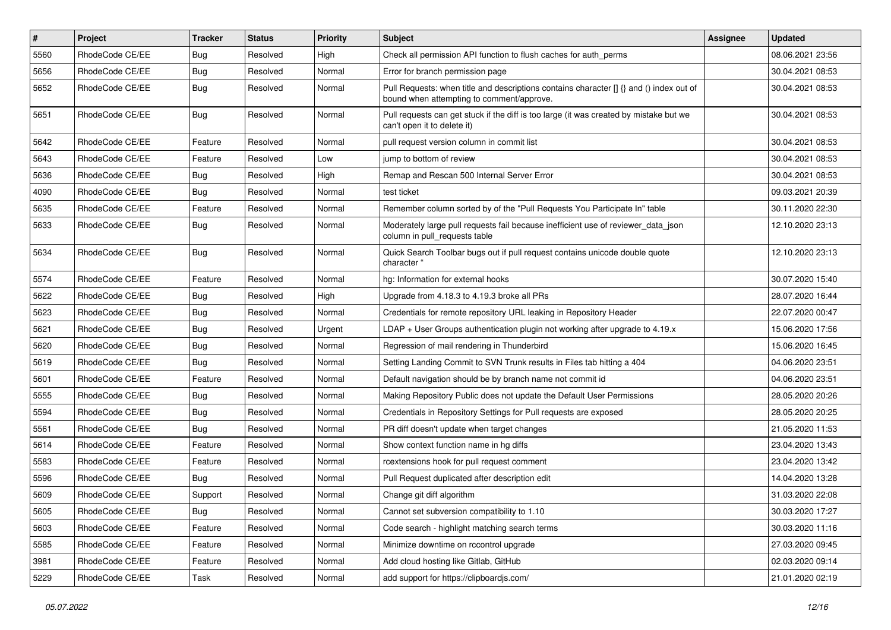| # | Project | Tracker | Status | Priority | Subject | Assignee | Updated |
|---|---|---|---|---|---|---|---|
| 5560 | RhodeCode CE/EE | Bug | Resolved | High | Check all permission API function to flush caches for auth_perms | | 08.06.2021 23:56 |
| 5656 | RhodeCode CE/EE | Bug | Resolved | Normal | Error for branch permission page | | 30.04.2021 08:53 |
| 5652 | RhodeCode CE/EE | Bug | Resolved | Normal | Pull Requests: when title and descriptions contains character [] {} and () index out of bound when attempting to comment/approve. | | 30.04.2021 08:53 |
| 5651 | RhodeCode CE/EE | Bug | Resolved | Normal | Pull requests can get stuck if the diff is too large (it was created by mistake but we can't open it to delete it) | | 30.04.2021 08:53 |
| 5642 | RhodeCode CE/EE | Feature | Resolved | Normal | pull request version column in commit list | | 30.04.2021 08:53 |
| 5643 | RhodeCode CE/EE | Feature | Resolved | Low | jump to bottom of review | | 30.04.2021 08:53 |
| 5636 | RhodeCode CE/EE | Bug | Resolved | High | Remap and Rescan 500 Internal Server Error | | 30.04.2021 08:53 |
| 4090 | RhodeCode CE/EE | Bug | Resolved | Normal | test ticket | | 09.03.2021 20:39 |
| 5635 | RhodeCode CE/EE | Feature | Resolved | Normal | Remember column sorted by of the "Pull Requests You Participate In" table | | 30.11.2020 22:30 |
| 5633 | RhodeCode CE/EE | Bug | Resolved | Normal | Moderately large pull requests fail because inefficient use of reviewer_data_json column in pull_requests table | | 12.10.2020 23:13 |
| 5634 | RhodeCode CE/EE | Bug | Resolved | Normal | Quick Search Toolbar bugs out if pull request contains unicode double quote character " | | 12.10.2020 23:13 |
| 5574 | RhodeCode CE/EE | Feature | Resolved | Normal | hg: Information for external hooks | | 30.07.2020 15:40 |
| 5622 | RhodeCode CE/EE | Bug | Resolved | High | Upgrade from 4.18.3 to 4.19.3 broke all PRs | | 28.07.2020 16:44 |
| 5623 | RhodeCode CE/EE | Bug | Resolved | Normal | Credentials for remote repository URL leaking in Repository Header | | 22.07.2020 00:47 |
| 5621 | RhodeCode CE/EE | Bug | Resolved | Urgent | LDAP + User Groups authentication plugin not working after upgrade to 4.19.x | | 15.06.2020 17:56 |
| 5620 | RhodeCode CE/EE | Bug | Resolved | Normal | Regression of mail rendering in Thunderbird | | 15.06.2020 16:45 |
| 5619 | RhodeCode CE/EE | Bug | Resolved | Normal | Setting Landing Commit to SVN Trunk results in Files tab hitting a 404 | | 04.06.2020 23:51 |
| 5601 | RhodeCode CE/EE | Feature | Resolved | Normal | Default navigation should be by branch name not commit id | | 04.06.2020 23:51 |
| 5555 | RhodeCode CE/EE | Bug | Resolved | Normal | Making Repository Public does not update the Default User Permissions | | 28.05.2020 20:26 |
| 5594 | RhodeCode CE/EE | Bug | Resolved | Normal | Credentials in Repository Settings for Pull requests are exposed | | 28.05.2020 20:25 |
| 5561 | RhodeCode CE/EE | Bug | Resolved | Normal | PR diff doesn't update when target changes | | 21.05.2020 11:53 |
| 5614 | RhodeCode CE/EE | Feature | Resolved | Normal | Show context function name in hg diffs | | 23.04.2020 13:43 |
| 5583 | RhodeCode CE/EE | Feature | Resolved | Normal | rcextensions hook for pull request comment | | 23.04.2020 13:42 |
| 5596 | RhodeCode CE/EE | Bug | Resolved | Normal | Pull Request duplicated after description edit | | 14.04.2020 13:28 |
| 5609 | RhodeCode CE/EE | Support | Resolved | Normal | Change git diff algorithm | | 31.03.2020 22:08 |
| 5605 | RhodeCode CE/EE | Bug | Resolved | Normal | Cannot set subversion compatibility to 1.10 | | 30.03.2020 17:27 |
| 5603 | RhodeCode CE/EE | Feature | Resolved | Normal | Code search - highlight matching search terms | | 30.03.2020 11:16 |
| 5585 | RhodeCode CE/EE | Feature | Resolved | Normal | Minimize downtime on rccontrol upgrade | | 27.03.2020 09:45 |
| 3981 | RhodeCode CE/EE | Feature | Resolved | Normal | Add cloud hosting like Gitlab, GitHub | | 02.03.2020 09:14 |
| 5229 | RhodeCode CE/EE | Task | Resolved | Normal | add support for https://clipboardjs.com/ | | 21.01.2020 02:19 |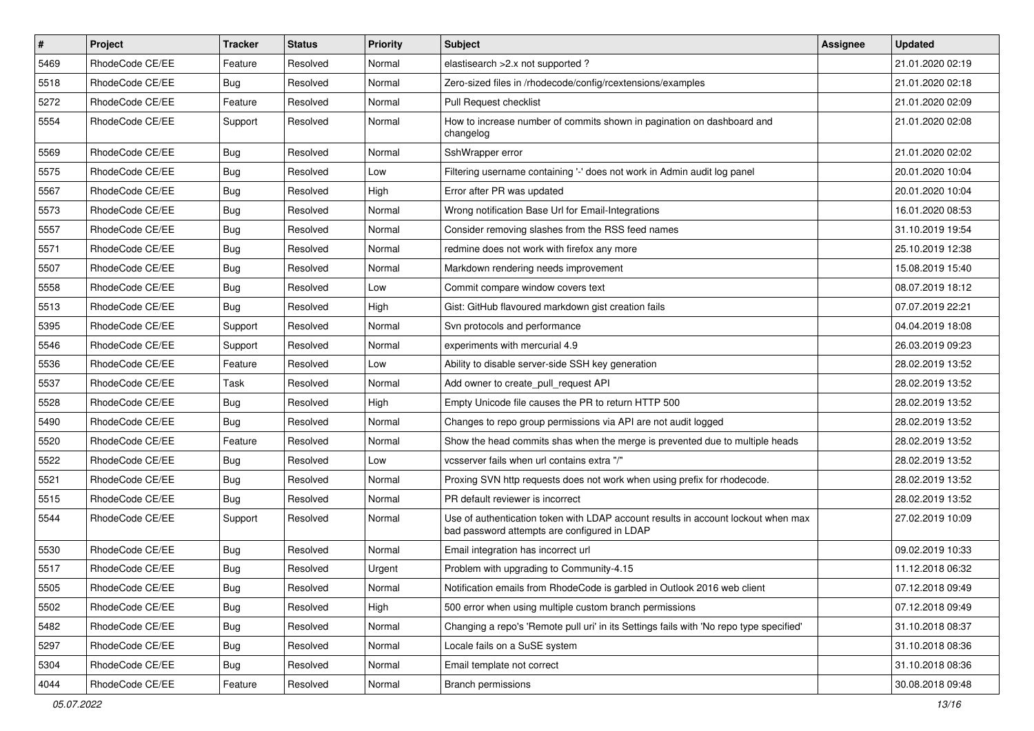| # | Project | Tracker | Status | Priority | Subject | Assignee | Updated |
|---|---|---|---|---|---|---|---|
| 5469 | RhodeCode CE/EE | Feature | Resolved | Normal | elastisearch >2.x not supported ? | | 21.01.2020 02:19 |
| 5518 | RhodeCode CE/EE | Bug | Resolved | Normal | Zero-sized files in /rhodecode/config/rcextensions/examples | | 21.01.2020 02:18 |
| 5272 | RhodeCode CE/EE | Feature | Resolved | Normal | Pull Request checklist | | 21.01.2020 02:09 |
| 5554 | RhodeCode CE/EE | Support | Resolved | Normal | How to increase number of commits shown in pagination on dashboard and changelog | | 21.01.2020 02:08 |
| 5569 | RhodeCode CE/EE | Bug | Resolved | Normal | SshWrapper error | | 21.01.2020 02:02 |
| 5575 | RhodeCode CE/EE | Bug | Resolved | Low | Filtering username containing '-' does not work in Admin audit log panel | | 20.01.2020 10:04 |
| 5567 | RhodeCode CE/EE | Bug | Resolved | High | Error after PR was updated | | 20.01.2020 10:04 |
| 5573 | RhodeCode CE/EE | Bug | Resolved | Normal | Wrong notification Base Url for Email-Integrations | | 16.01.2020 08:53 |
| 5557 | RhodeCode CE/EE | Bug | Resolved | Normal | Consider removing slashes from the RSS feed names | | 31.10.2019 19:54 |
| 5571 | RhodeCode CE/EE | Bug | Resolved | Normal | redmine does not work with firefox any more | | 25.10.2019 12:38 |
| 5507 | RhodeCode CE/EE | Bug | Resolved | Normal | Markdown rendering needs improvement | | 15.08.2019 15:40 |
| 5558 | RhodeCode CE/EE | Bug | Resolved | Low | Commit compare window covers text | | 08.07.2019 18:12 |
| 5513 | RhodeCode CE/EE | Bug | Resolved | High | Gist: GitHub flavoured markdown gist creation fails | | 07.07.2019 22:21 |
| 5395 | RhodeCode CE/EE | Support | Resolved | Normal | Svn protocols and performance | | 04.04.2019 18:08 |
| 5546 | RhodeCode CE/EE | Support | Resolved | Normal | experiments with mercurial 4.9 | | 26.03.2019 09:23 |
| 5536 | RhodeCode CE/EE | Feature | Resolved | Low | Ability to disable server-side SSH key generation | | 28.02.2019 13:52 |
| 5537 | RhodeCode CE/EE | Task | Resolved | Normal | Add owner to create_pull_request API | | 28.02.2019 13:52 |
| 5528 | RhodeCode CE/EE | Bug | Resolved | High | Empty Unicode file causes the PR to return HTTP 500 | | 28.02.2019 13:52 |
| 5490 | RhodeCode CE/EE | Bug | Resolved | Normal | Changes to repo group permissions via API are not audit logged | | 28.02.2019 13:52 |
| 5520 | RhodeCode CE/EE | Feature | Resolved | Normal | Show the head commits shas when the merge is prevented due to multiple heads | | 28.02.2019 13:52 |
| 5522 | RhodeCode CE/EE | Bug | Resolved | Low | vcsserver fails when url contains extra "/" | | 28.02.2019 13:52 |
| 5521 | RhodeCode CE/EE | Bug | Resolved | Normal | Proxing SVN http requests does not work when using prefix for rhodecode. | | 28.02.2019 13:52 |
| 5515 | RhodeCode CE/EE | Bug | Resolved | Normal | PR default reviewer is incorrect | | 28.02.2019 13:52 |
| 5544 | RhodeCode CE/EE | Support | Resolved | Normal | Use of authentication token with LDAP account results in account lockout when max bad password attempts are configured in LDAP | | 27.02.2019 10:09 |
| 5530 | RhodeCode CE/EE | Bug | Resolved | Normal | Email integration has incorrect url | | 09.02.2019 10:33 |
| 5517 | RhodeCode CE/EE | Bug | Resolved | Urgent | Problem with upgrading to Community-4.15 | | 11.12.2018 06:32 |
| 5505 | RhodeCode CE/EE | Bug | Resolved | Normal | Notification emails from RhodeCode is garbled in Outlook 2016 web client | | 07.12.2018 09:49 |
| 5502 | RhodeCode CE/EE | Bug | Resolved | High | 500 error when using multiple custom branch permissions | | 07.12.2018 09:49 |
| 5482 | RhodeCode CE/EE | Bug | Resolved | Normal | Changing a repo's 'Remote pull uri' in its Settings fails with 'No repo type specified' | | 31.10.2018 08:37 |
| 5297 | RhodeCode CE/EE | Bug | Resolved | Normal | Locale fails on a SuSE system | | 31.10.2018 08:36 |
| 5304 | RhodeCode CE/EE | Bug | Resolved | Normal | Email template not correct | | 31.10.2018 08:36 |
| 4044 | RhodeCode CE/EE | Feature | Resolved | Normal | Branch permissions | | 30.08.2018 09:48 |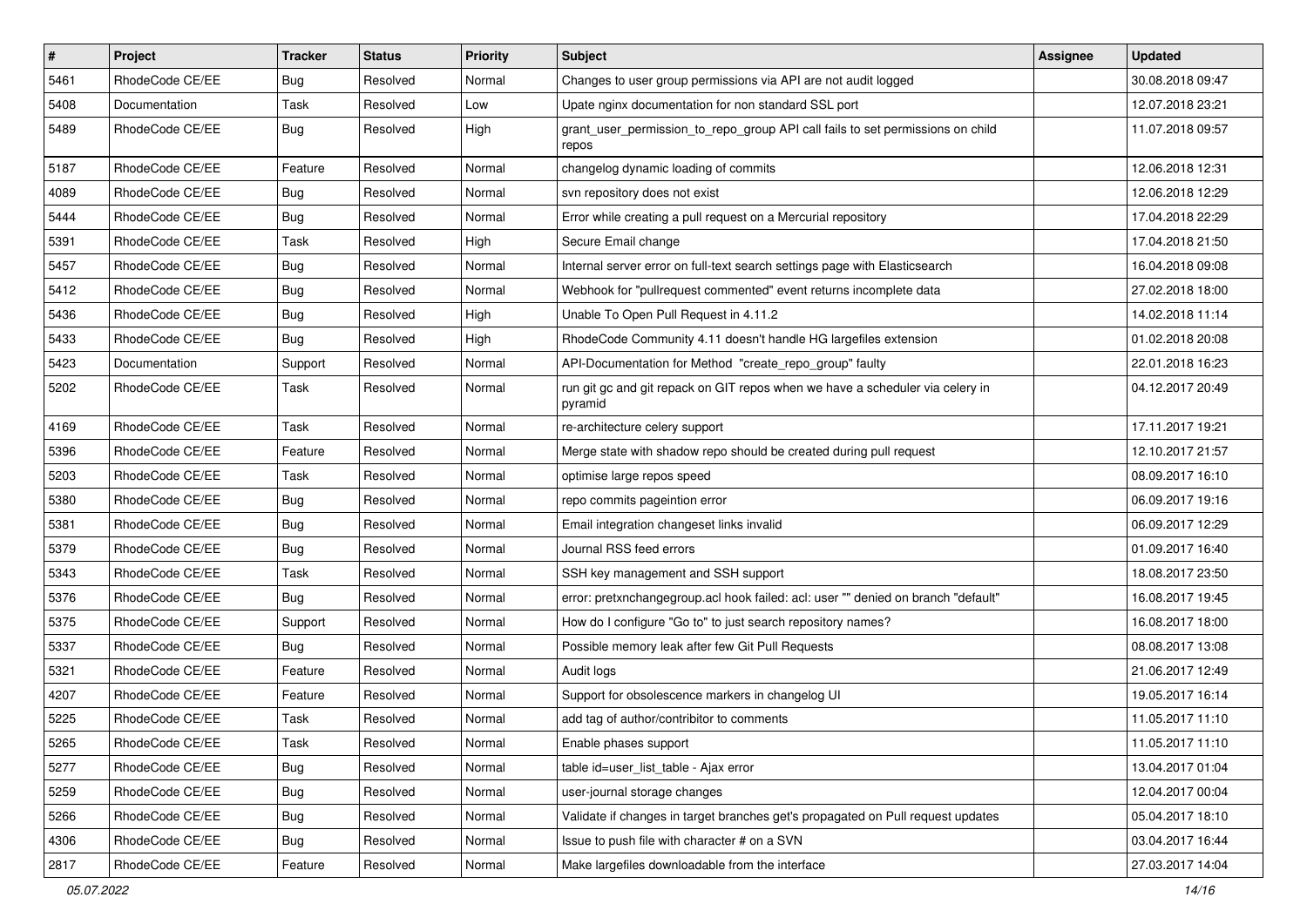| # | Project | Tracker | Status | Priority | Subject | Assignee | Updated |
|---|---|---|---|---|---|---|---|
| 5461 | RhodeCode CE/EE | Bug | Resolved | Normal | Changes to user group permissions via API are not audit logged | | 30.08.2018 09:47 |
| 5408 | Documentation | Task | Resolved | Low | Upate nginx documentation for non standard SSL port | | 12.07.2018 23:21 |
| 5489 | RhodeCode CE/EE | Bug | Resolved | High | grant_user_permission_to_repo_group API call fails to set permissions on child repos | | 11.07.2018 09:57 |
| 5187 | RhodeCode CE/EE | Feature | Resolved | Normal | changelog dynamic loading of commits | | 12.06.2018 12:31 |
| 4089 | RhodeCode CE/EE | Bug | Resolved | Normal | svn repository does not exist | | 12.06.2018 12:29 |
| 5444 | RhodeCode CE/EE | Bug | Resolved | Normal | Error while creating a pull request on a Mercurial repository | | 17.04.2018 22:29 |
| 5391 | RhodeCode CE/EE | Task | Resolved | High | Secure Email change | | 17.04.2018 21:50 |
| 5457 | RhodeCode CE/EE | Bug | Resolved | Normal | Internal server error on full-text search settings page with Elasticsearch | | 16.04.2018 09:08 |
| 5412 | RhodeCode CE/EE | Bug | Resolved | Normal | Webhook for "pullrequest commented" event returns incomplete data | | 27.02.2018 18:00 |
| 5436 | RhodeCode CE/EE | Bug | Resolved | High | Unable To Open Pull Request in 4.11.2 | | 14.02.2018 11:14 |
| 5433 | RhodeCode CE/EE | Bug | Resolved | High | RhodeCode Community 4.11 doesn't handle HG largefiles extension | | 01.02.2018 20:08 |
| 5423 | Documentation | Support | Resolved | Normal | API-Documentation for Method "create_repo_group" faulty | | 22.01.2018 16:23 |
| 5202 | RhodeCode CE/EE | Task | Resolved | Normal | run git gc and git repack on GIT repos when we have a scheduler via celery in pyramid | | 04.12.2017 20:49 |
| 4169 | RhodeCode CE/EE | Task | Resolved | Normal | re-architecture celery support | | 17.11.2017 19:21 |
| 5396 | RhodeCode CE/EE | Feature | Resolved | Normal | Merge state with shadow repo should be created during pull request | | 12.10.2017 21:57 |
| 5203 | RhodeCode CE/EE | Task | Resolved | Normal | optimise large repos speed | | 08.09.2017 16:10 |
| 5380 | RhodeCode CE/EE | Bug | Resolved | Normal | repo commits pageintion error | | 06.09.2017 19:16 |
| 5381 | RhodeCode CE/EE | Bug | Resolved | Normal | Email integration changeset links invalid | | 06.09.2017 12:29 |
| 5379 | RhodeCode CE/EE | Bug | Resolved | Normal | Journal RSS feed errors | | 01.09.2017 16:40 |
| 5343 | RhodeCode CE/EE | Task | Resolved | Normal | SSH key management and SSH support | | 18.08.2017 23:50 |
| 5376 | RhodeCode CE/EE | Bug | Resolved | Normal | error: pretxnchangegroup.acl hook failed: acl: user "" denied on branch "default" | | 16.08.2017 19:45 |
| 5375 | RhodeCode CE/EE | Support | Resolved | Normal | How do I configure "Go to" to just search repository names? | | 16.08.2017 18:00 |
| 5337 | RhodeCode CE/EE | Bug | Resolved | Normal | Possible memory leak after few Git Pull Requests | | 08.08.2017 13:08 |
| 5321 | RhodeCode CE/EE | Feature | Resolved | Normal | Audit logs | | 21.06.2017 12:49 |
| 4207 | RhodeCode CE/EE | Feature | Resolved | Normal | Support for obsolescence markers in changelog UI | | 19.05.2017 16:14 |
| 5225 | RhodeCode CE/EE | Task | Resolved | Normal | add tag of author/contribitor to comments | | 11.05.2017 11:10 |
| 5265 | RhodeCode CE/EE | Task | Resolved | Normal | Enable phases support | | 11.05.2017 11:10 |
| 5277 | RhodeCode CE/EE | Bug | Resolved | Normal | table id=user_list_table - Ajax error | | 13.04.2017 01:04 |
| 5259 | RhodeCode CE/EE | Bug | Resolved | Normal | user-journal storage changes | | 12.04.2017 00:04 |
| 5266 | RhodeCode CE/EE | Bug | Resolved | Normal | Validate if changes in target branches get's propagated on Pull request updates | | 05.04.2017 18:10 |
| 4306 | RhodeCode CE/EE | Bug | Resolved | Normal | Issue to push file with character # on a SVN | | 03.04.2017 16:44 |
| 2817 | RhodeCode CE/EE | Feature | Resolved | Normal | Make largefiles downloadable from the interface | | 27.03.2017 14:04 |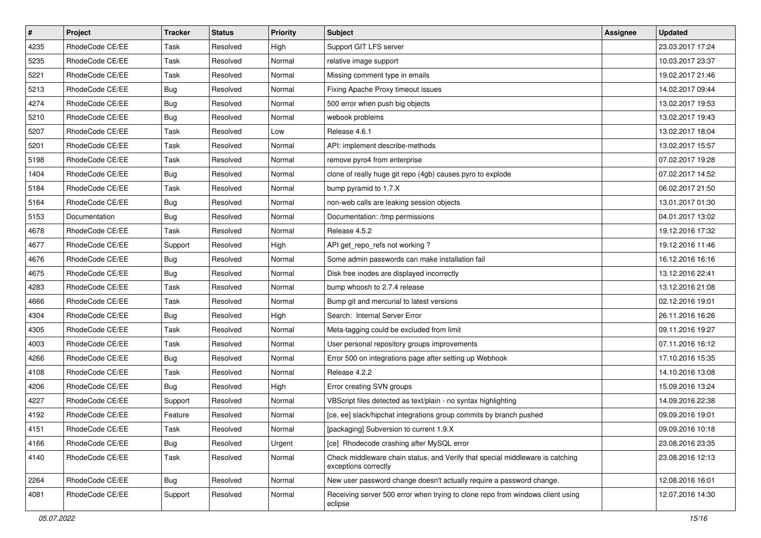| # | Project | Tracker | Status | Priority | Subject | Assignee | Updated |
| --- | --- | --- | --- | --- | --- | --- | --- |
| 4235 | RhodeCode CE/EE | Task | Resolved | High | Support GIT LFS server | | 23.03.2017 17:24 |
| 5235 | RhodeCode CE/EE | Task | Resolved | Normal | relative image support | | 10.03.2017 23:37 |
| 5221 | RhodeCode CE/EE | Task | Resolved | Normal | Missing comment type in emails | | 19.02.2017 21:46 |
| 5213 | RhodeCode CE/EE | Bug | Resolved | Normal | Fixing Apache Proxy timeout issues | | 14.02.2017 09:44 |
| 4274 | RhodeCode CE/EE | Bug | Resolved | Normal | 500 error when push big objects | | 13.02.2017 19:53 |
| 5210 | RhodeCode CE/EE | Bug | Resolved | Normal | webook problems | | 13.02.2017 19:43 |
| 5207 | RhodeCode CE/EE | Task | Resolved | Low | Release 4.6.1 | | 13.02.2017 18:04 |
| 5201 | RhodeCode CE/EE | Task | Resolved | Normal | API: implement describe-methods | | 13.02.2017 15:57 |
| 5198 | RhodeCode CE/EE | Task | Resolved | Normal | remove pyro4 from enterprise | | 07.02.2017 19:28 |
| 1404 | RhodeCode CE/EE | Bug | Resolved | Normal | clone of really huge git repo (4gb) causes pyro to explode | | 07.02.2017 14:52 |
| 5184 | RhodeCode CE/EE | Task | Resolved | Normal | bump pyramid to 1.7.X | | 06.02.2017 21:50 |
| 5164 | RhodeCode CE/EE | Bug | Resolved | Normal | non-web calls are leaking session objects | | 13.01.2017 01:30 |
| 5153 | Documentation | Bug | Resolved | Normal | Documentation: /tmp permissions | | 04.01.2017 13:02 |
| 4678 | RhodeCode CE/EE | Task | Resolved | Normal | Release 4.5.2 | | 19.12.2016 17:32 |
| 4677 | RhodeCode CE/EE | Support | Resolved | High | API get_repo_refs not working ? | | 19.12.2016 11:46 |
| 4676 | RhodeCode CE/EE | Bug | Resolved | Normal | Some admin passwords can make installation fail | | 16.12.2016 16:16 |
| 4675 | RhodeCode CE/EE | Bug | Resolved | Normal | Disk free inodes are displayed incorrectly | | 13.12.2016 22:41 |
| 4283 | RhodeCode CE/EE | Task | Resolved | Normal | bump whoosh to 2.7.4 release | | 13.12.2016 21:08 |
| 4666 | RhodeCode CE/EE | Task | Resolved | Normal | Bump git and mercurial to latest versions | | 02.12.2016 19:01 |
| 4304 | RhodeCode CE/EE | Bug | Resolved | High | Search: Internal Server Error | | 26.11.2016 16:26 |
| 4305 | RhodeCode CE/EE | Task | Resolved | Normal | Meta-tagging could be excluded from limit | | 09.11.2016 19:27 |
| 4003 | RhodeCode CE/EE | Task | Resolved | Normal | User personal repository groups improvements | | 07.11.2016 16:12 |
| 4266 | RhodeCode CE/EE | Bug | Resolved | Normal | Error 500 on integrations page after setting up Webhook | | 17.10.2016 15:35 |
| 4108 | RhodeCode CE/EE | Task | Resolved | Normal | Release 4.2.2 | | 14.10.2016 13:08 |
| 4206 | RhodeCode CE/EE | Bug | Resolved | High | Error creating SVN groups | | 15.09.2016 13:24 |
| 4227 | RhodeCode CE/EE | Support | Resolved | Normal | VBScript files detected as text/plain - no syntax highlighting | | 14.09.2016 22:38 |
| 4192 | RhodeCode CE/EE | Feature | Resolved | Normal | [ce, ee] slack/hipchat integrations group commits by branch pushed | | 09.09.2016 19:01 |
| 4151 | RhodeCode CE/EE | Task | Resolved | Normal | [packaging] Subversion to current 1.9.X | | 09.09.2016 10:18 |
| 4166 | RhodeCode CE/EE | Bug | Resolved | Urgent | [ce] Rhodecode crashing after MySQL error | | 23.08.2016 23:35 |
| 4140 | RhodeCode CE/EE | Task | Resolved | Normal | Check middleware chain status, and Verify that special middleware is catching exceptions correctly | | 23.08.2016 12:13 |
| 2264 | RhodeCode CE/EE | Bug | Resolved | Normal | New user password change doesn't actually require a password change. | | 12.08.2016 16:01 |
| 4081 | RhodeCode CE/EE | Support | Resolved | Normal | Receiving server 500 error when trying to clone repo from windows client using eclipse | | 12.07.2016 14:30 |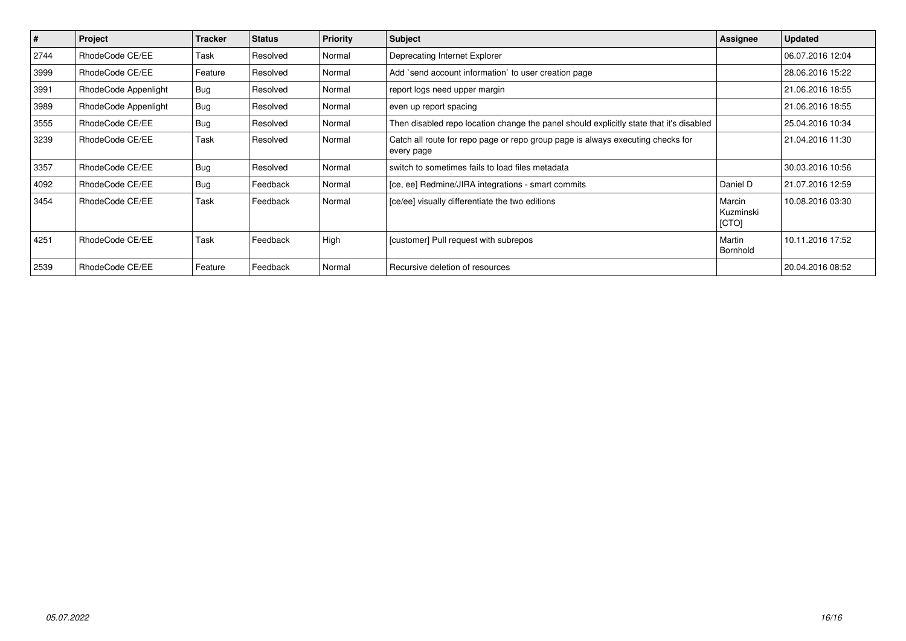| # | Project | Tracker | Status | Priority | Subject | Assignee | Updated |
|---|---|---|---|---|---|---|---|
| 2744 | RhodeCode CE/EE | Task | Resolved | Normal | Deprecating Internet Explorer | | 06.07.2016 12:04 |
| 3999 | RhodeCode CE/EE | Feature | Resolved | Normal | Add `send account information` to user creation page | | 28.06.2016 15:22 |
| 3991 | RhodeCode Appenlight | Bug | Resolved | Normal | report logs need upper margin | | 21.06.2016 18:55 |
| 3989 | RhodeCode Appenlight | Bug | Resolved | Normal | even up report spacing | | 21.06.2016 18:55 |
| 3555 | RhodeCode CE/EE | Bug | Resolved | Normal | Then disabled repo location change the panel should explicitly state that it's disabled | | 25.04.2016 10:34 |
| 3239 | RhodeCode CE/EE | Task | Resolved | Normal | Catch all route for repo page or repo group page is always executing checks for every page | | 21.04.2016 11:30 |
| 3357 | RhodeCode CE/EE | Bug | Resolved | Normal | switch to sometimes fails to load files metadata | | 30.03.2016 10:56 |
| 4092 | RhodeCode CE/EE | Bug | Feedback | Normal | [ce, ee] Redmine/JIRA integrations - smart commits | Daniel D | 21.07.2016 12:59 |
| 3454 | RhodeCode CE/EE | Task | Feedback | Normal | [ce/ee] visually differentiate the two editions | Marcin Kuzminski [CTO] | 10.08.2016 03:30 |
| 4251 | RhodeCode CE/EE | Task | Feedback | High | [customer] Pull request with subrepos | Martin Bornhold | 10.11.2016 17:52 |
| 2539 | RhodeCode CE/EE | Feature | Feedback | Normal | Recursive deletion of resources | | 20.04.2016 08:52 |